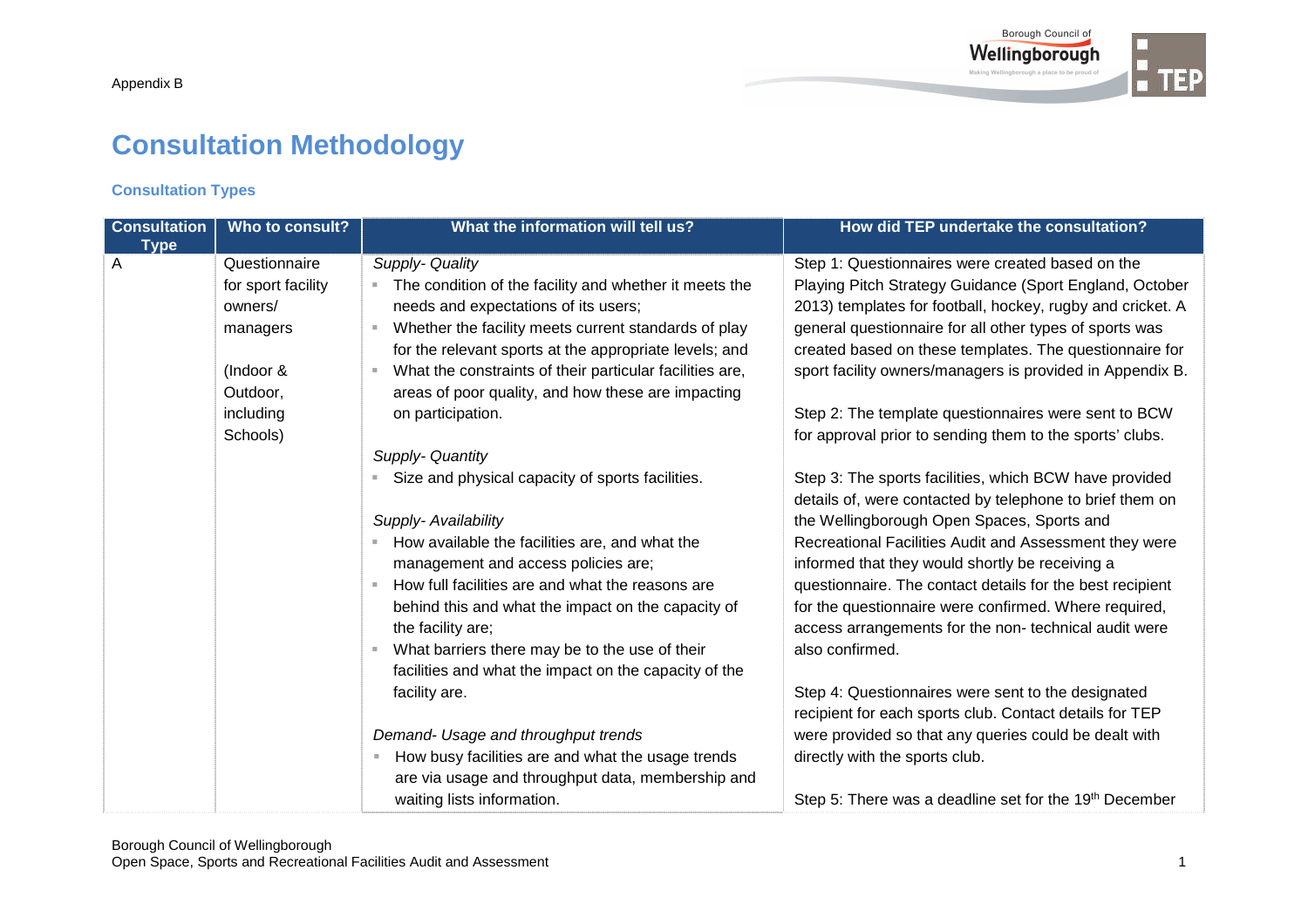Appendix B

# Consultation Methodology

### Consultation Types

| Consultation Type | Who to consult? | What the information will tell us? | How did TEP undertake the consultation? |
|---|---|---|---|
| A | Questionnaire for sport facility owners/ managers<br><br>(Indoor & Outdoor, including Schools) | *Supply- Quality*<br>▪ The condition of the facility and whether it meets the needs and expectations of its users;<br>▪ Whether the facility meets current standards of play for the relevant sports at the appropriate levels; and<br>▪ What the constraints of their particular facilities are, areas of poor quality, and how these are impacting on participation.<br><br>*Supply- Quantity*<br>▪ Size and physical capacity of sports facilities.<br><br>*Supply- Availability*<br>▪ How available the facilities are, and what the management and access policies are;<br>▪ How full facilities are and what the reasons are behind this and what the impact on the capacity of the facility are;<br>▪ What barriers there may be to the use of their facilities and what the impact on the capacity of the facility are.<br><br>*Demand- Usage and throughput trends*<br>▪ How busy facilities are and what the usage trends are via usage and throughput data, membership and waiting lists information. | Step 1: Questionnaires were created based on the Playing Pitch Strategy Guidance (Sport England, October 2013) templates for football, hockey, rugby and cricket. A general questionnaire for all other types of sports was created based on these templates. The questionnaire for sport facility owners/managers is provided in Appendix B.<br><br>Step 2: The template questionnaires were sent to BCW for approval prior to sending them to the sports' clubs.<br><br>Step 3: The sports facilities, which BCW have provided details of, were contacted by telephone to brief them on the Wellingborough Open Spaces, Sports and Recreational Facilities Audit and Assessment they were informed that they would shortly be receiving a questionnaire. The contact details for the best recipient for the questionnaire were confirmed. Where required, access arrangements for the non- technical audit were also confirmed.<br><br>Step 4: Questionnaires were sent to the designated recipient for each sports club. Contact details for TEP were provided so that any queries could be dealt with directly with the sports club.<br><br>Step 5: There was a deadline set for the 19th December |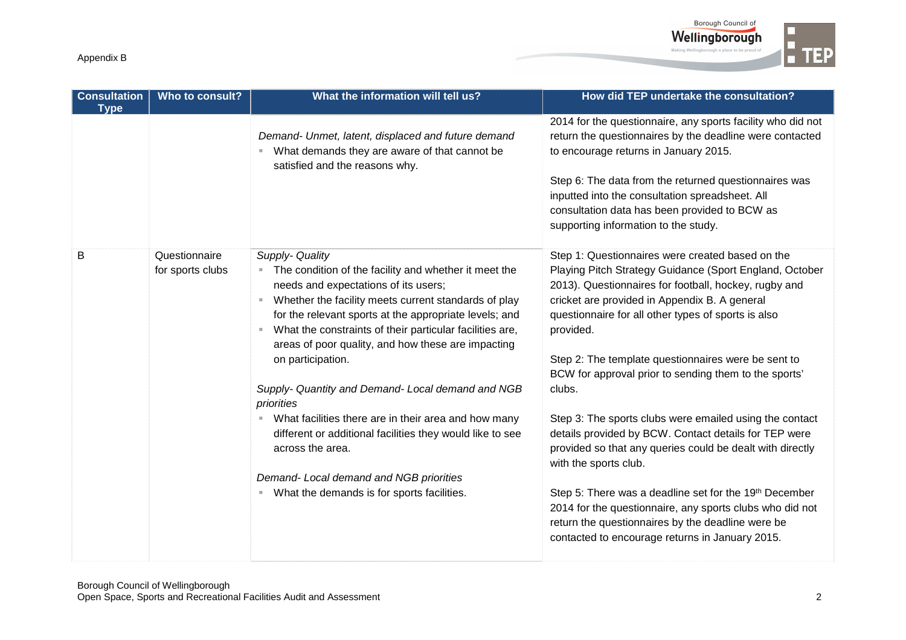Appendix B

| Consultation Type | Who to consult? | What the information will tell us? | How did TEP undertake the consultation? |
|---|---|---|---|
| | | *Demand- Unmet, latent, displaced and future demand*<br>▪ What demands they are aware of that cannot be satisfied and the reasons why. | 2014 for the questionnaire, any sports facility who did not return the questionnaires by the deadline were contacted to encourage returns in January 2015.<br><br>Step 6: The data from the returned questionnaires was inputted into the consultation spreadsheet. All consultation data has been provided to BCW as supporting information to the study. |
| B | Questionnaire for sports clubs | *Supply- Quality*<br>▪ The condition of the facility and whether it meet the needs and expectations of its users;<br>▪ Whether the facility meets current standards of play for the relevant sports at the appropriate levels; and<br>▪ What the constraints of their particular facilities are, areas of poor quality, and how these are impacting on participation.<br><br>*Supply- Quantity and Demand- Local demand and NGB priorities*<br>▪ What facilities there are in their area and how many different or additional facilities they would like to see across the area.<br><br>*Demand- Local demand and NGB priorities*<br>▪ What the demands is for sports facilities. | Step 1: Questionnaires were created based on the Playing Pitch Strategy Guidance (Sport England, October 2013). Questionnaires for football, hockey, rugby and cricket are provided in Appendix B. A general questionnaire for all other types of sports is also provided.<br><br>Step 2: The template questionnaires were be sent to BCW for approval prior to sending them to the sports' clubs.<br><br>Step 3: The sports clubs were emailed using the contact details provided by BCW. Contact details for TEP were provided so that any queries could be dealt with directly with the sports club.<br><br>Step 5: There was a deadline set for the 19th December 2014 for the questionnaire, any sports clubs who did not return the questionnaires by the deadline were be contacted to encourage returns in January 2015. |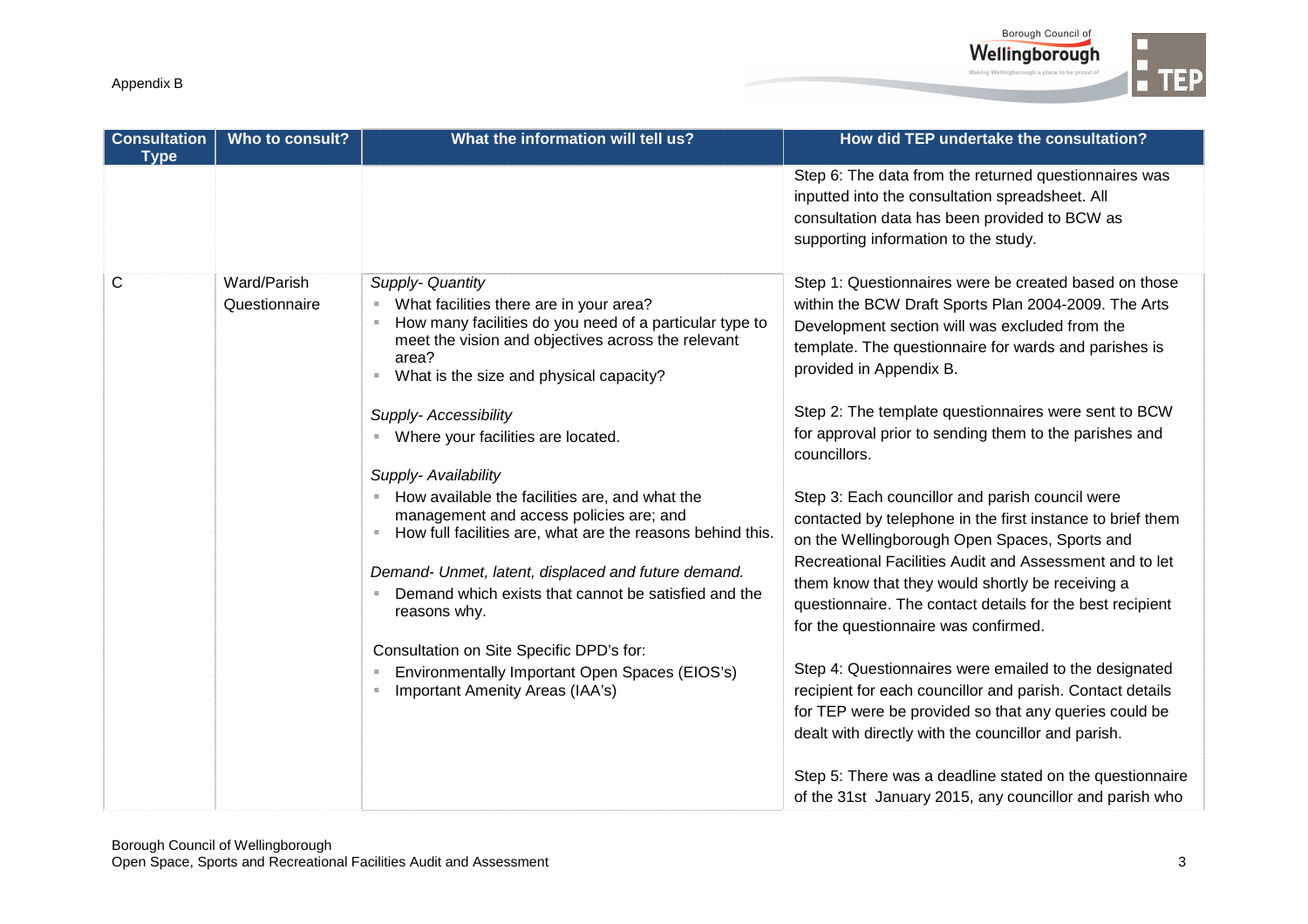| Consultation Type | Who to consult? | What the information will tell us? | How did TEP undertake the consultation? |
|---|---|---|---|
| | | | Step 6: The data from the returned questionnaires was inputted into the consultation spreadsheet. All consultation data has been provided to BCW as supporting information to the study. |
| C | Ward/Parish Questionnaire | *Supply- Quantity*<br>▪ What facilities there are in your area?<br>▪ How many facilities do you need of a particular type to meet the vision and objectives across the relevant area?<br>▪ What is the size and physical capacity?<br><br>*Supply- Accessibility*<br>▪ Where your facilities are located.<br><br>*Supply- Availability*<br>▪ How available the facilities are, and what the management and access policies are; and<br>▪ How full facilities are, what are the reasons behind this.<br><br>*Demand- Unmet, latent, displaced and future demand.*<br>▪ Demand which exists that cannot be satisfied and the reasons why.<br><br>Consultation on Site Specific DPD's for:<br>▪ Environmentally Important Open Spaces (EIOS's)<br>▪ Important Amenity Areas (IAA's) | Step 1: Questionnaires were be created based on those within the BCW Draft Sports Plan 2004-2009. The Arts Development section will was excluded from the template. The questionnaire for wards and parishes is provided in Appendix B.<br><br>Step 2: The template questionnaires were sent to BCW for approval prior to sending them to the parishes and councillors.<br><br>Step 3: Each councillor and parish council were contacted by telephone in the first instance to brief them on the Wellingborough Open Spaces, Sports and Recreational Facilities Audit and Assessment and to let them know that they would shortly be receiving a questionnaire. The contact details for the best recipient for the questionnaire was confirmed.<br><br>Step 4: Questionnaires were emailed to the designated recipient for each councillor and parish. Contact details for TEP were be provided so that any queries could be dealt with directly with the councillor and parish.<br><br>Step 5: There was a deadline stated on the questionnaire of the 31st January 2015, any councillor and parish who |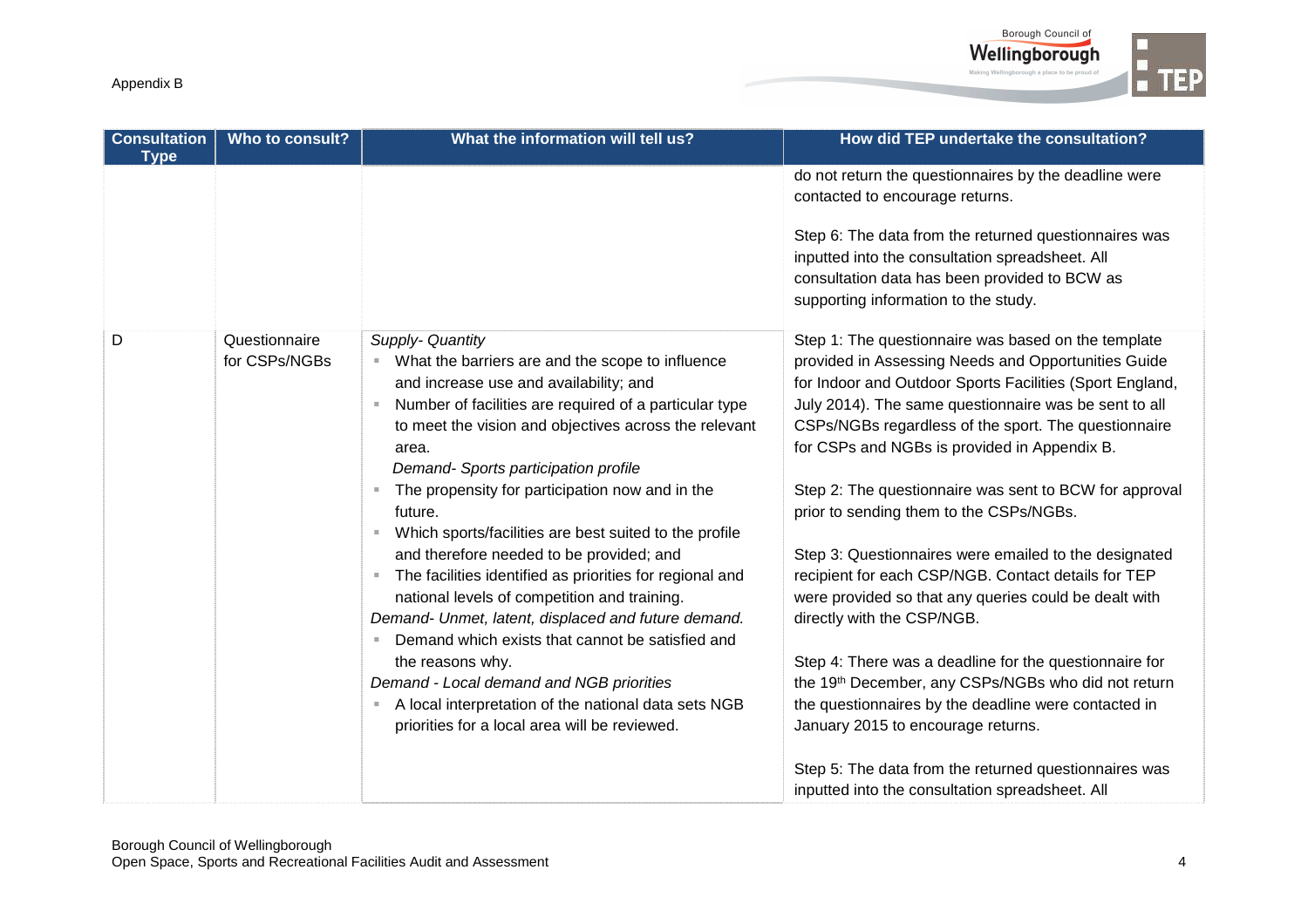Appendix B

| Consultation Type | Who to consult? | What the information will tell us? | How did TEP undertake the consultation? |
|---|---|---|---|
| | | | do not return the questionnaires by the deadline were contacted to encourage returns.<br><br>Step 6: The data from the returned questionnaires was inputted into the consultation spreadsheet. All consultation data has been provided to BCW as supporting information to the study. |
| D | Questionnaire for CSPs/NGBs | *Supply- Quantity*<br>▪ What the barriers are and the scope to influence and increase use and availability; and<br>▪ Number of facilities are required of a particular type to meet the vision and objectives across the relevant area.<br>*Demand- Sports participation profile*<br>▪ The propensity for participation now and in the future.<br>▪ Which sports/facilities are best suited to the profile and therefore needed to be provided; and<br>▪ The facilities identified as priorities for regional and national levels of competition and training.<br>*Demand- Unmet, latent, displaced and future demand.*<br>▪ Demand which exists that cannot be satisfied and the reasons why.<br>*Demand - Local demand and NGB priorities*<br>▪ A local interpretation of the national data sets NGB priorities for a local area will be reviewed. | Step 1: The questionnaire was based on the template provided in Assessing Needs and Opportunities Guide for Indoor and Outdoor Sports Facilities (Sport England, July 2014). The same questionnaire was be sent to all CSPs/NGBs regardless of the sport. The questionnaire for CSPs and NGBs is provided in Appendix B.<br><br>Step 2: The questionnaire was sent to BCW for approval prior to sending them to the CSPs/NGBs.<br><br>Step 3: Questionnaires were emailed to the designated recipient for each CSP/NGB. Contact details for TEP were provided so that any queries could be dealt with directly with the CSP/NGB.<br><br>Step 4: There was a deadline for the questionnaire for the 19th December, any CSPs/NGBs who did not return the questionnaires by the deadline were contacted in January 2015 to encourage returns.<br><br>Step 5: The data from the returned questionnaires was inputted into the consultation spreadsheet. All |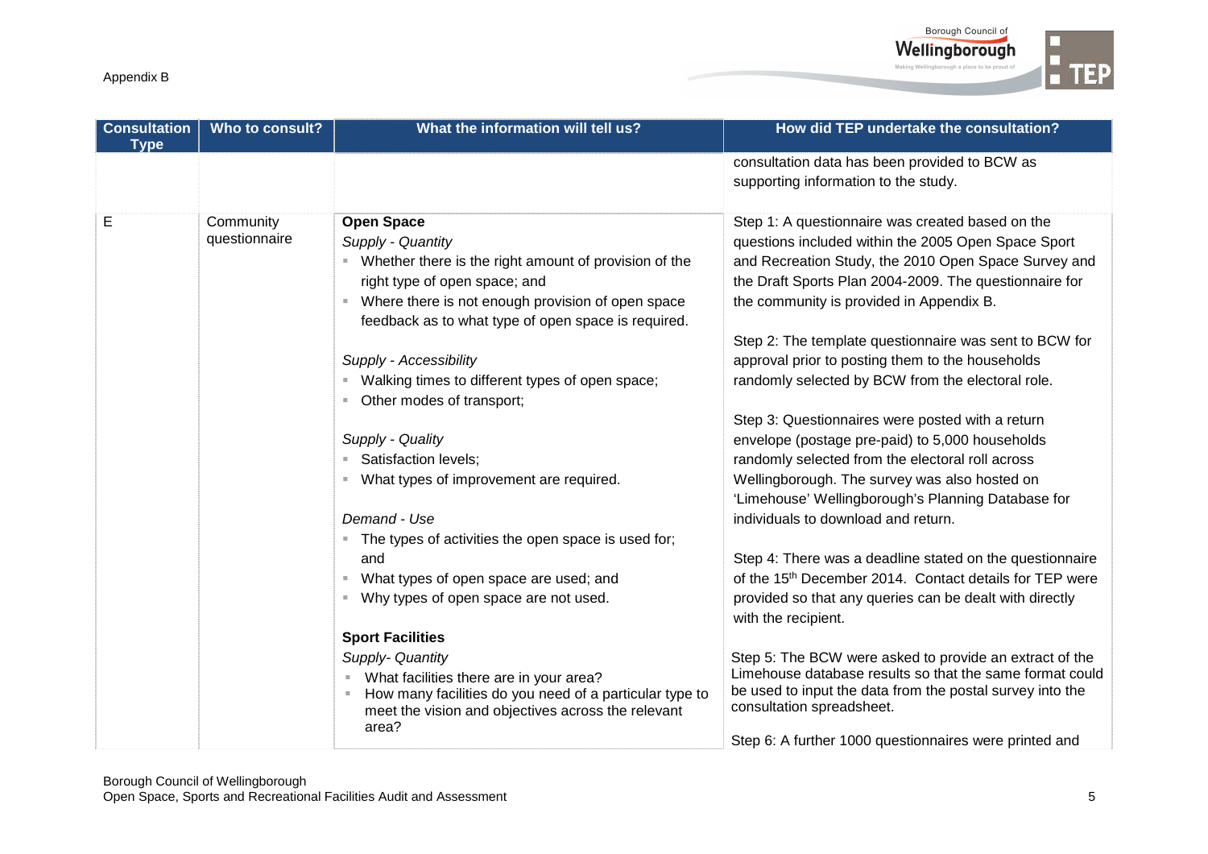Appendix B

| Consultation Type | Who to consult? | What the information will tell us? | How did TEP undertake the consultation? |
|---|---|---|---|
| | | | consultation data has been provided to BCW as supporting information to the study. |
| E | Community questionnaire | **Open Space**<br>*Supply - Quantity*<br>▪ Whether there is the right amount of provision of the right type of open space; and<br>▪ Where there is not enough provision of open space feedback as to what type of open space is required.<br><br>*Supply - Accessibility*<br>▪ Walking times to different types of open space;<br>▪ Other modes of transport;<br><br>*Supply - Quality*<br>▪ Satisfaction levels;<br>▪ What types of improvement are required.<br><br>*Demand - Use*<br>▪ The types of activities the open space is used for; and<br>▪ What types of open space are used; and<br>▪ Why types of open space are not used.<br><br>**Sport Facilities**<br>*Supply- Quantity*<br>▪ What facilities there are in your area?<br>▪ How many facilities do you need of a particular type to meet the vision and objectives across the relevant area? | Step 1: A questionnaire was created based on the questions included within the 2005 Open Space Sport and Recreation Study, the 2010 Open Space Survey and the Draft Sports Plan 2004-2009. The questionnaire for the community is provided in Appendix B.<br><br>Step 2: The template questionnaire was sent to BCW for approval prior to posting them to the households randomly selected by BCW from the electoral role.<br><br>Step 3: Questionnaires were posted with a return envelope (postage pre-paid) to 5,000 households randomly selected from the electoral roll across Wellingborough. The survey was also hosted on 'Limehouse' Wellingborough's Planning Database for individuals to download and return.<br><br>Step 4: There was a deadline stated on the questionnaire of the 15th December 2014. Contact details for TEP were provided so that any queries can be dealt with directly with the recipient.<br><br>Step 5: The BCW were asked to provide an extract of the Limehouse database results so that the same format could be used to input the data from the postal survey into the consultation spreadsheet.<br><br>Step 6: A further 1000 questionnaires were printed and |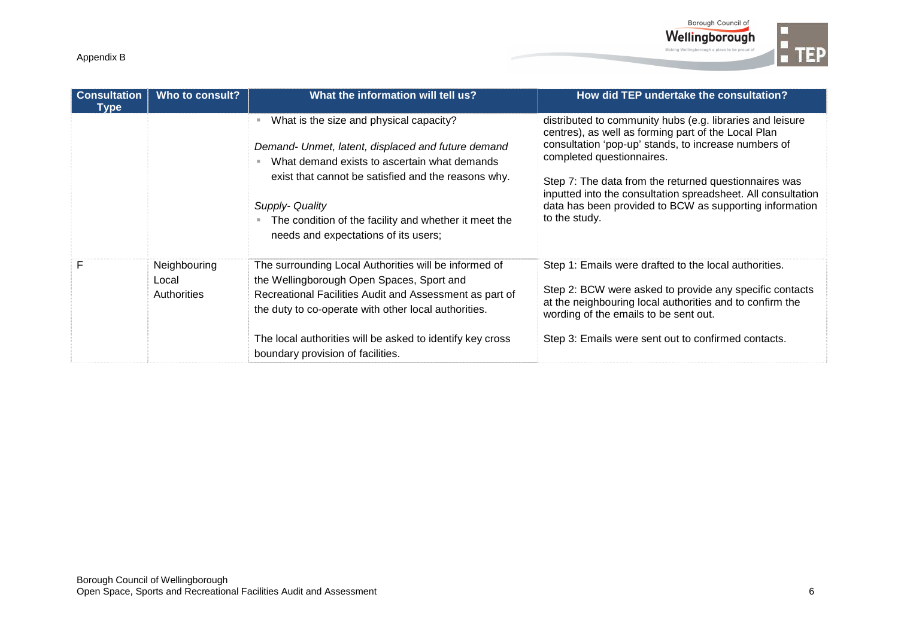Appendix B

| Consultation Type | Who to consult? | What the information will tell us? | How did TEP undertake the consultation? |
|---|---|---|---|
| | | ▪ What is the size and physical capacity?<br><br>*Demand- Unmet, latent, displaced and future demand*<br>▪ What demand exists to ascertain what demands exist that cannot be satisfied and the reasons why.<br><br>*Supply- Quality*<br>▪ The condition of the facility and whether it meet the needs and expectations of its users; | distributed to community hubs (e.g. libraries and leisure centres), as well as forming part of the Local Plan consultation 'pop-up' stands, to increase numbers of completed questionnaires.<br><br>Step 7: The data from the returned questionnaires was inputted into the consultation spreadsheet. All consultation data has been provided to BCW as supporting information to the study. |
| F | Neighbouring Local Authorities | The surrounding Local Authorities will be informed of the Wellingborough Open Spaces, Sport and Recreational Facilities Audit and Assessment as part of the duty to co-operate with other local authorities.<br><br>The local authorities will be asked to identify key cross boundary provision of facilities. | Step 1: Emails were drafted to the local authorities.<br><br>Step 2: BCW were asked to provide any specific contacts at the neighbouring local authorities and to confirm the wording of the emails to be sent out.<br><br>Step 3: Emails were sent out to confirmed contacts. |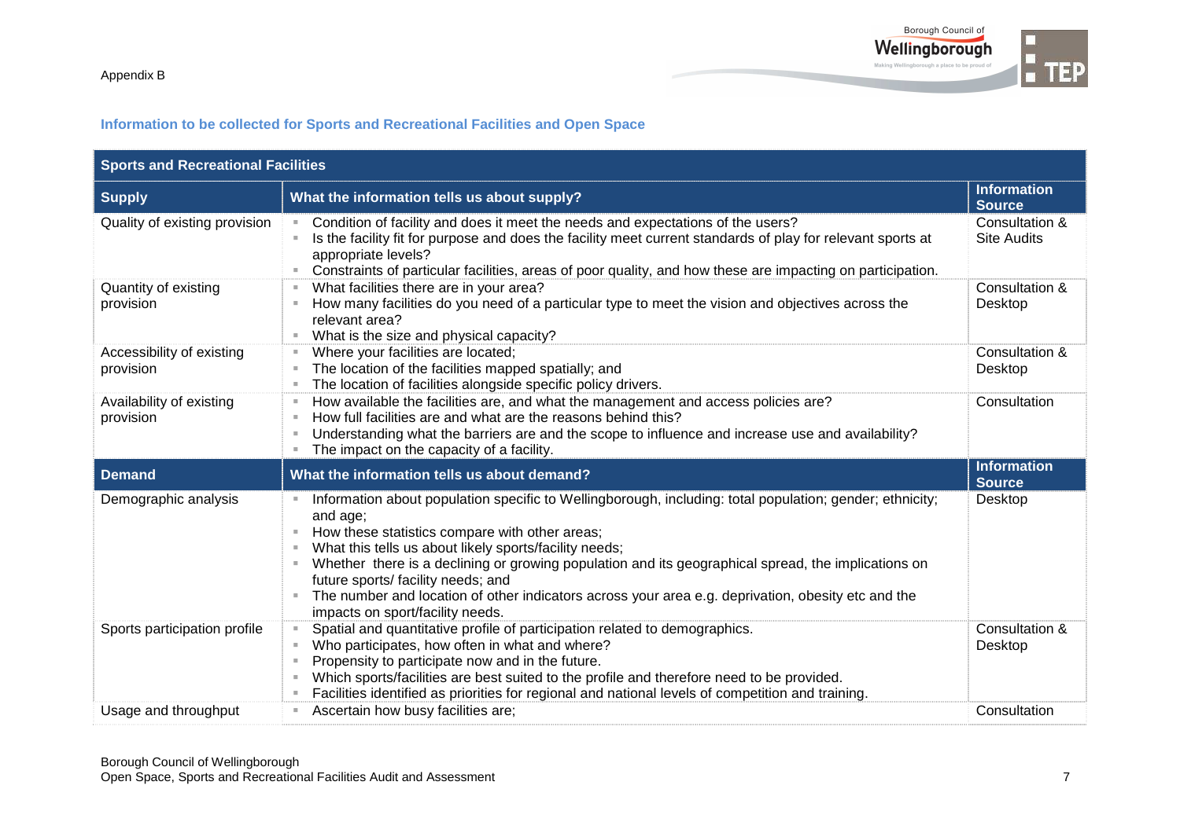Appendix B

## Information to be collected for Sports and Recreational Facilities and Open Space

| Sports and Recreational Facilities | | |
|---|---|---|
| **Supply** | **What the information tells us about supply?** | **Information Source** |
| Quality of existing provision | ▪ Condition of facility and does it meet the needs and expectations of the users?<br>▪ Is the facility fit for purpose and does the facility meet current standards of play for relevant sports at appropriate levels?<br>▪ Constraints of particular facilities, areas of poor quality, and how these are impacting on participation. | Consultation & Site Audits |
| Quantity of existing provision | ▪ What facilities there are in your area?<br>▪ How many facilities do you need of a particular type to meet the vision and objectives across the relevant area?<br>▪ What is the size and physical capacity? | Consultation & Desktop |
| Accessibility of existing provision | ▪ Where your facilities are located;<br>▪ The location of the facilities mapped spatially; and<br>▪ The location of facilities alongside specific policy drivers. | Consultation & Desktop |
| Availability of existing provision | ▪ How available the facilities are, and what the management and access policies are?<br>▪ How full facilities are and what are the reasons behind this?<br>▪ Understanding what the barriers are and the scope to influence and increase use and availability?<br>▪ The impact on the capacity of a facility. | Consultation |
| **Demand** | **What the information tells us about demand?** | **Information Source** |
| Demographic analysis | ▪ Information about population specific to Wellingborough, including: total population; gender; ethnicity; and age;<br>▪ How these statistics compare with other areas;<br>▪ What this tells us about likely sports/facility needs;<br>▪ Whether there is a declining or growing population and its geographical spread, the implications on future sports/ facility needs; and<br>▪ The number and location of other indicators across your area e.g. deprivation, obesity etc and the impacts on sport/facility needs. | Desktop |
| Sports participation profile | ▪ Spatial and quantitative profile of participation related to demographics.<br>▪ Who participates, how often in what and where?<br>▪ Propensity to participate now and in the future.<br>▪ Which sports/facilities are best suited to the profile and therefore need to be provided.<br>▪ Facilities identified as priorities for regional and national levels of competition and training. | Consultation & Desktop |
| Usage and throughput | ▪ Ascertain how busy facilities are; | Consultation |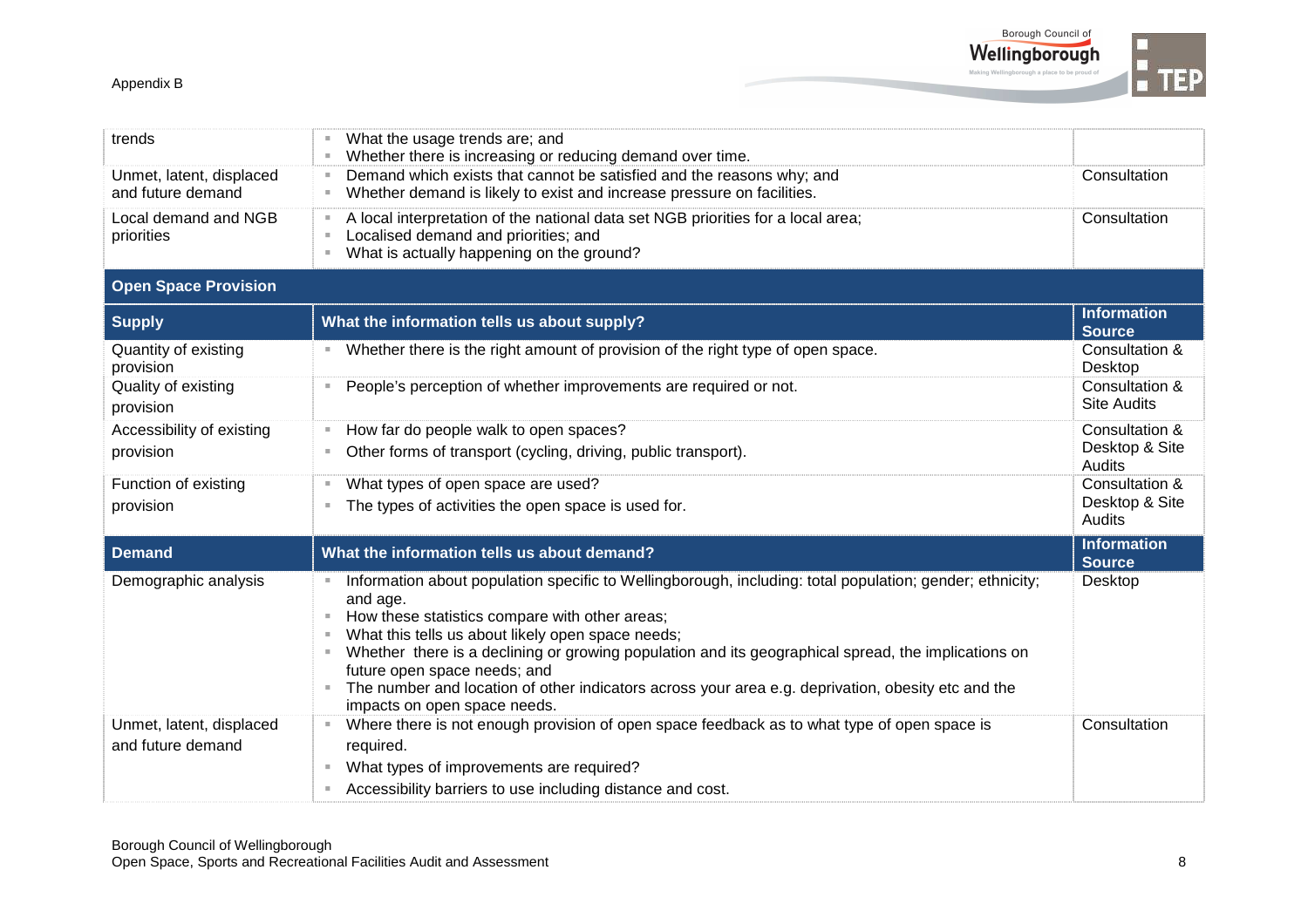Appendix B

| | | |
|---|---|---|
| trends | What the usage trends are; and<br>Whether there is increasing or reducing demand over time. | |
| Unmet, latent, displaced and future demand | Demand which exists that cannot be satisfied and the reasons why; and<br>Whether demand is likely to exist and increase pressure on facilities. | Consultation |
| Local demand and NGB priorities | A local interpretation of the national data set NGB priorities for a local area;<br>Localised demand and priorities; and<br>What is actually happening on the ground? | Consultation |

**Open Space Provision**

| Supply | What the information tells us about supply? | Information Source |
|---|---|---|
| Quantity of existing provision | Whether there is the right amount of provision of the right type of open space. | Consultation & Desktop |
| Quality of existing provision | People's perception of whether improvements are required or not. | Consultation & Site Audits |
| Accessibility of existing provision | How far do people walk to open spaces?<br>Other forms of transport (cycling, driving, public transport). | Consultation & Desktop & Site Audits |
| Function of existing provision | What types of open space are used?<br>The types of activities the open space is used for. | Consultation & Desktop & Site Audits |

| Demand | What the information tells us about demand? | Information Source |
|---|---|---|
| Demographic analysis | Information about population specific to Wellingborough, including: total population; gender; ethnicity; and age.<br>How these statistics compare with other areas;<br>What this tells us about likely open space needs;<br>Whether there is a declining or growing population and its geographical spread, the implications on future open space needs; and<br>The number and location of other indicators across your area e.g. deprivation, obesity etc and the impacts on open space needs. | Desktop |
| Unmet, latent, displaced and future demand | Where there is not enough provision of open space feedback as to what type of open space is required.<br>What types of improvements are required?<br>Accessibility barriers to use including distance and cost. | Consultation |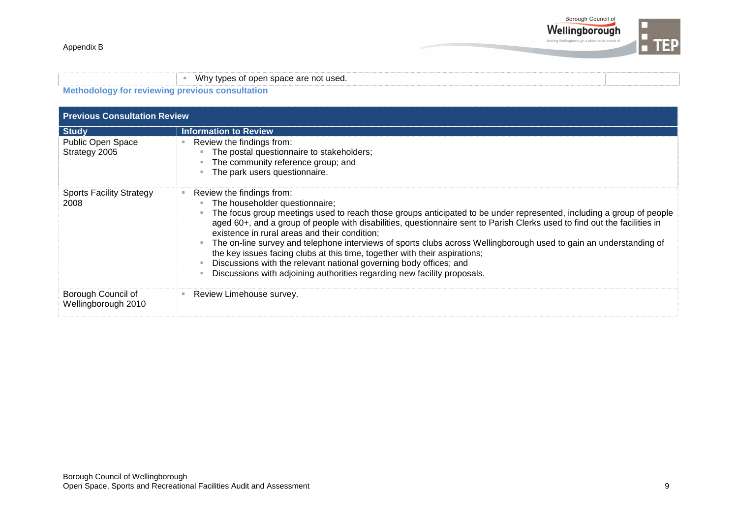| | - Why types of open space are not used. | |
|---|---|---|

### Methodology for reviewing previous consultation

| Previous Consultation Review | |
|---|---|
| **Study** | **Information to Review** |
| Public Open Space Strategy 2005 | - Review the findings from:<br>  - The postal questionnaire to stakeholders;<br>  - The community reference group; and<br>  - The park users questionnaire. |
| Sports Facility Strategy 2008 | - Review the findings from:<br>  - The householder questionnaire;<br>  - The focus group meetings used to reach those groups anticipated to be under represented, including a group of people aged 60+, and a group of people with disabilities, questionnaire sent to Parish Clerks used to find out the facilities in existence in rural areas and their condition;<br>  - The on-line survey and telephone interviews of sports clubs across Wellingborough used to gain an understanding of the key issues facing clubs at this time, together with their aspirations;<br>  - Discussions with the relevant national governing body offices; and<br>  - Discussions with adjoining authorities regarding new facility proposals. |
| Borough Council of Wellingborough 2010 | - Review Limehouse survey. |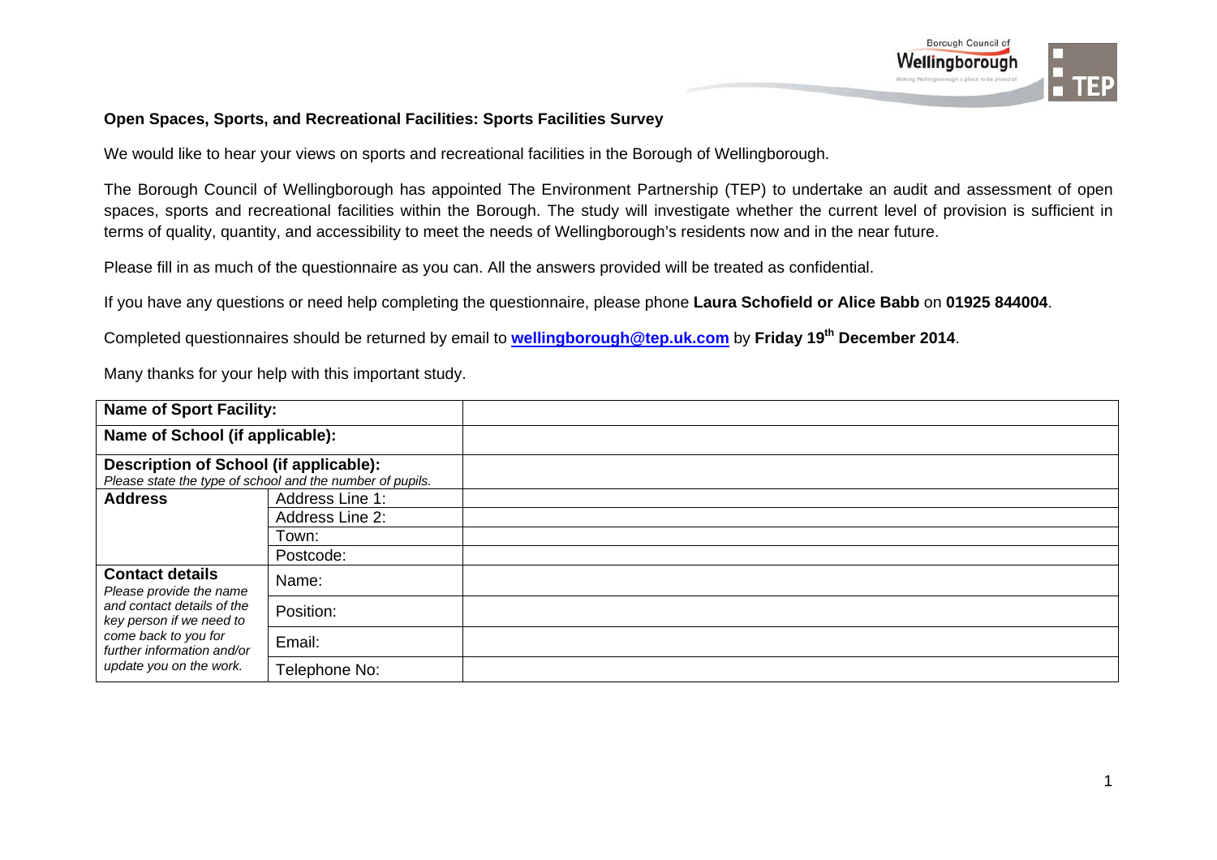**Open Spaces, Sports, and Recreational Facilities: Sports Facilities Survey**

We would like to hear your views on sports and recreational facilities in the Borough of Wellingborough.

The Borough Council of Wellingborough has appointed The Environment Partnership (TEP) to undertake an audit and assessment of open spaces, sports and recreational facilities within the Borough. The study will investigate whether the current level of provision is sufficient in terms of quality, quantity, and accessibility to meet the needs of Wellingborough's residents now and in the near future.

Please fill in as much of the questionnaire as you can. All the answers provided will be treated as confidential.

If you have any questions or need help completing the questionnaire, please phone **Laura Schofield or Alice Babb** on **01925 844004**.

Completed questionnaires should be returned by email to **wellingborough@tep.uk.com** by **Friday 19th December 2014**.

Many thanks for your help with this important study.

| | | |
|---|---|---|
| **Name of Sport Facility:** | | |
| **Name of School (if applicable):** | | |
| **Description of School (if applicable):** *Please state the type of school and the number of pupils.* | | |
| **Address** | Address Line 1: | |
| | Address Line 2: | |
| | Town: | |
| | Postcode: | |
| **Contact details** *Please provide the name and contact details of the key person if we need to come back to you for further information and/or update you on the work.* | Name: | |
| | Position: | |
| | Email: | |
| | Telephone No: | |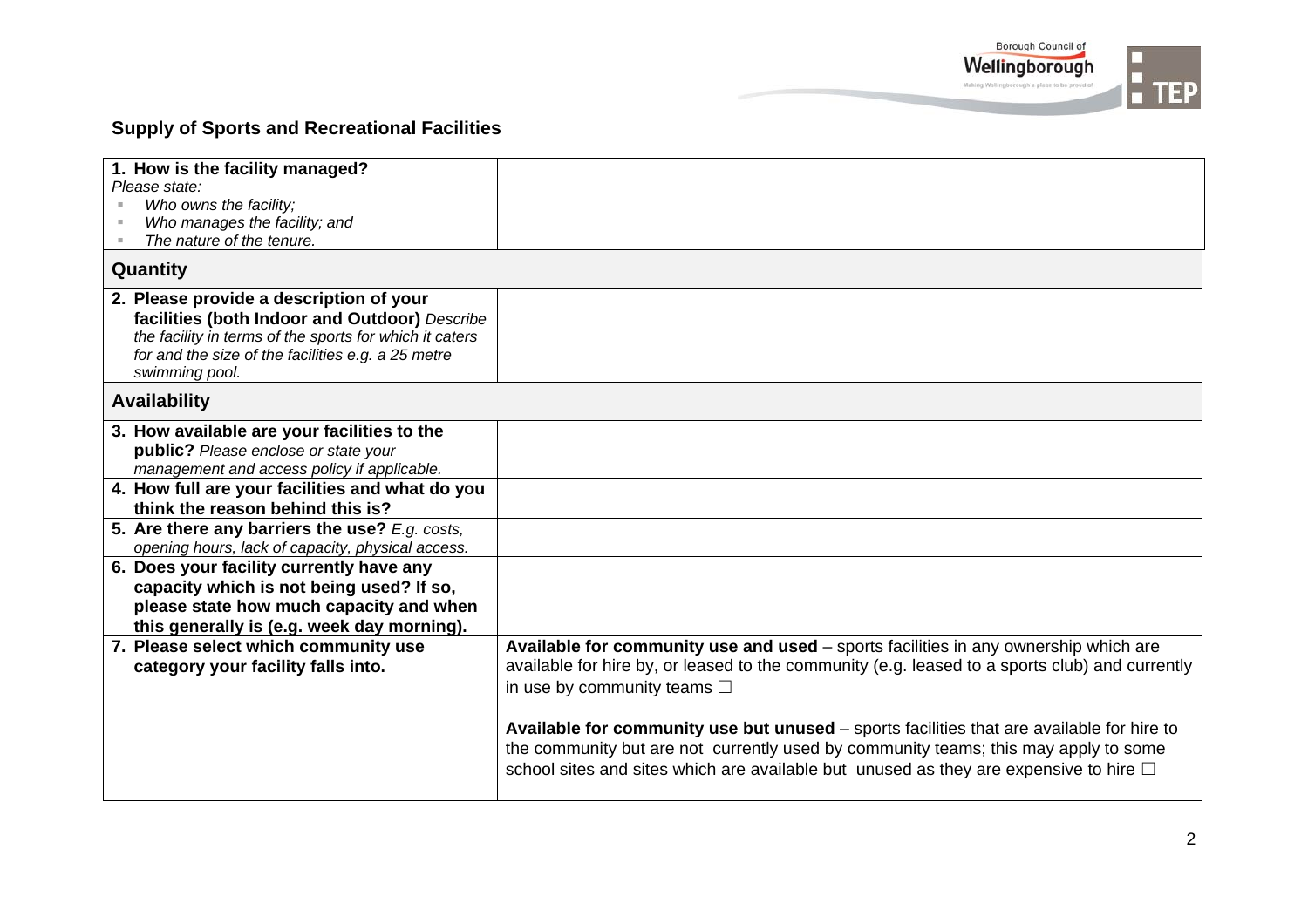## Supply of Sports and Recreational Facilities

| | |
|---|---|
| **1. How is the facility managed?** *Please state:* <br>▪ *Who owns the facility;* <br>▪ *Who manages the facility; and* <br>▪ *The nature of the tenure.* | |
| **Quantity** | |
| **2. Please provide a description of your facilities (both Indoor and Outdoor)** *Describe the facility in terms of the sports for which it caters for and the size of the facilities e.g. a 25 metre swimming pool.* | |
| **Availability** | |
| **3. How available are your facilities to the public?** *Please enclose or state your management and access policy if applicable.* | |
| **4. How full are your facilities and what do you think the reason behind this is?** | |
| **5. Are there any barriers the use?** *E.g. costs, opening hours, lack of capacity, physical access.* | |
| **6. Does your facility currently have any capacity which is not being used? If so, please state how much capacity and when this generally is (e.g. week day morning).** | |
| **7. Please select which community use category your facility falls into.** | **Available for community use and used** – sports facilities in any ownership which are available for hire by, or leased to the community (e.g. leased to a sports club) and currently in use by community teams ☐ <br><br> **Available for community use but unused** – sports facilities that are available for hire to the community but are not currently used by community teams; this may apply to some school sites and sites which are available but unused as they are expensive to hire ☐ |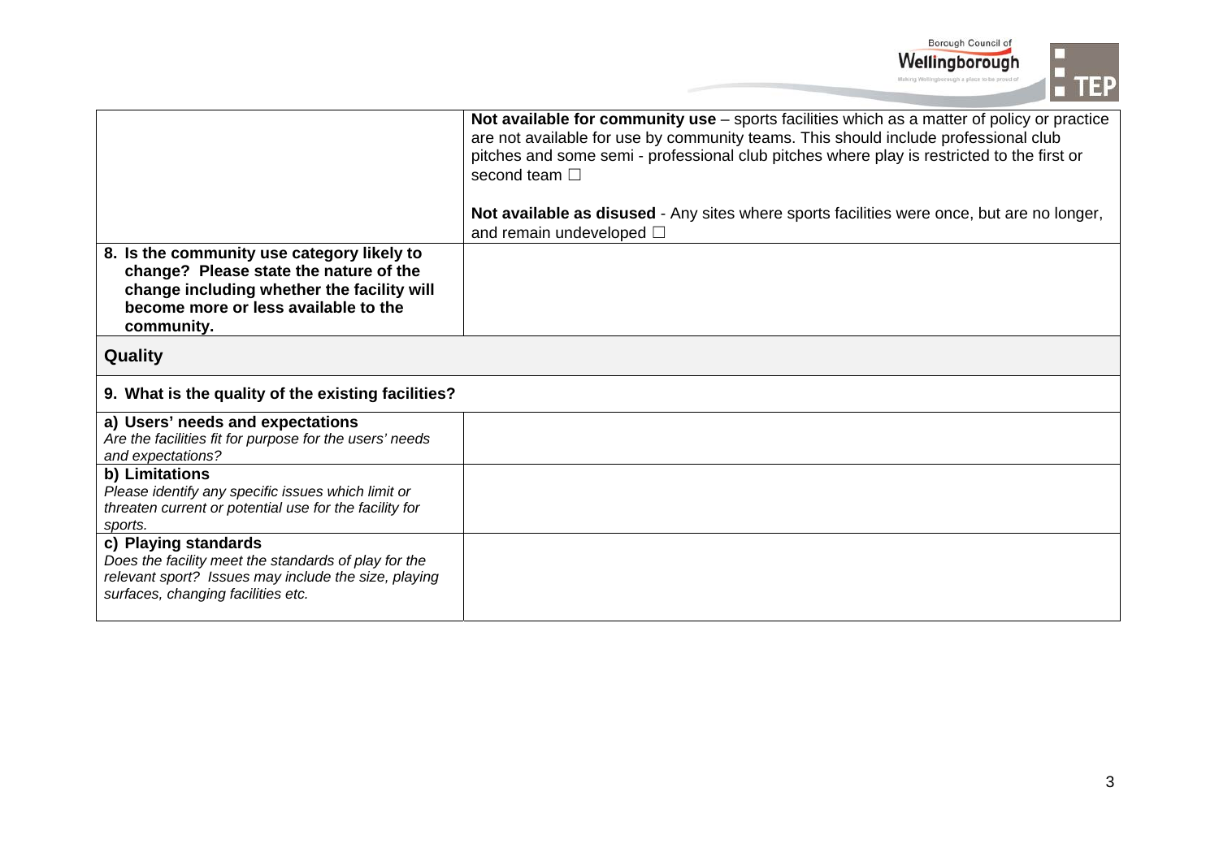| | |
|---|---|
| | **Not available for community use** – sports facilities which as a matter of policy or practice are not available for use by community teams. This should include professional club pitches and some semi - professional club pitches where play is restricted to the first or second team ☐<br><br>**Not available as disused** - Any sites where sports facilities were once, but are no longer, and remain undeveloped ☐ |
| **8. Is the community use category likely to change? Please state the nature of the change including whether the facility will become more or less available to the community.** | |
| **Quality** | |
| **9. What is the quality of the existing facilities?** | |
| **a) Users' needs and expectations**<br>*Are the facilities fit for purpose for the users' needs and expectations?* | |
| **b) Limitations**<br>*Please identify any specific issues which limit or threaten current or potential use for the facility for sports.* | |
| **c) Playing standards**<br>*Does the facility meet the standards of play for the relevant sport? Issues may include the size, playing surfaces, changing facilities etc.* | |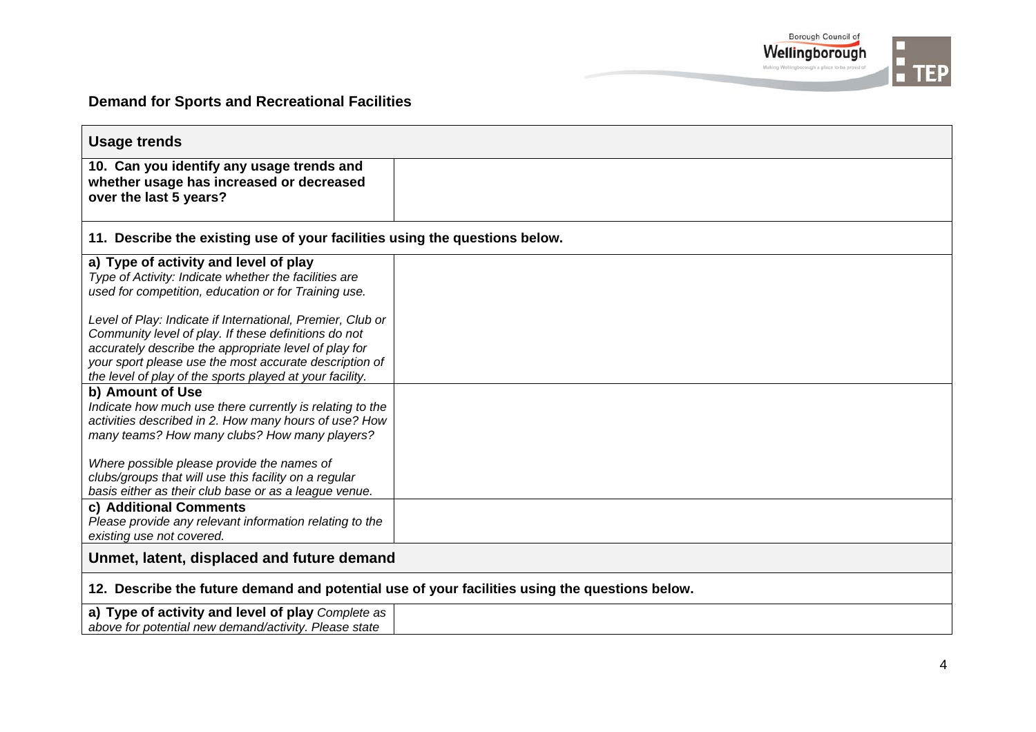## Demand for Sports and Recreational Facilities

| Usage trends | |
|---|---|
| **10. Can you identify any usage trends and whether usage has increased or decreased over the last 5 years?** | |
| **11. Describe the existing use of your facilities using the questions below.** | |
| **a) Type of activity and level of play**<br>*Type of Activity: Indicate whether the facilities are used for competition, education or for Training use.*<br><br>*Level of Play: Indicate if International, Premier, Club or Community level of play. If these definitions do not accurately describe the appropriate level of play for your sport please use the most accurate description of the level of play of the sports played at your facility.* | |
| **b) Amount of Use**<br>*Indicate how much use there currently is relating to the activities described in 2. How many hours of use? How many teams? How many clubs? How many players?*<br><br>*Where possible please provide the names of clubs/groups that will use this facility on a regular basis either as their club base or as a league venue.* | |
| **c) Additional Comments**<br>*Please provide any relevant information relating to the existing use not covered.* | |
| **Unmet, latent, displaced and future demand** | |
| **12. Describe the future demand and potential use of your facilities using the questions below.** | |
| **a) Type of activity and level of play** *Complete as above for potential new demand/activity. Please state* | |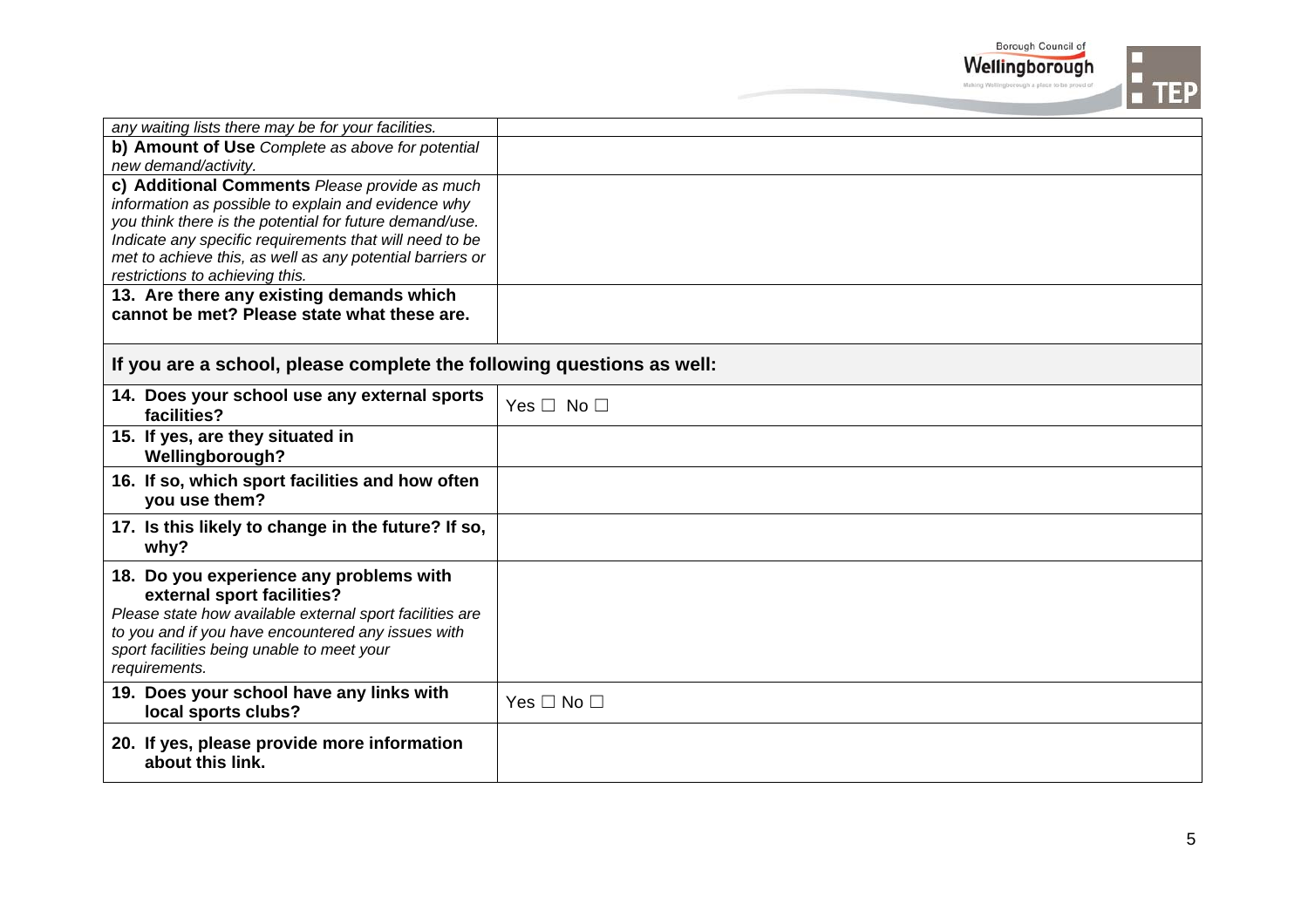| | |
|---|---|
| *any waiting lists there may be for your facilities.* | |
| **b) Amount of Use** *Complete as above for potential new demand/activity.* | |
| **c) Additional Comments** *Please provide as much information as possible to explain and evidence why you think there is the potential for future demand/use. Indicate any specific requirements that will need to be met to achieve this, as well as any potential barriers or restrictions to achieving this.* | |
| **13. Are there any existing demands which cannot be met? Please state what these are.** | |

**If you are a school, please complete the following questions as well:**

| | |
|---|---|
| **14. Does your school use any external sports facilities?** | Yes ☐ No ☐ |
| **15. If yes, are they situated in Wellingborough?** | |
| **16. If so, which sport facilities and how often you use them?** | |
| **17. Is this likely to change in the future? If so, why?** | |
| **18. Do you experience any problems with external sport facilities?** *Please state how available external sport facilities are to you and if you have encountered any issues with sport facilities being unable to meet your requirements.* | |
| **19. Does your school have any links with local sports clubs?** | Yes ☐ No ☐ |
| **20. If yes, please provide more information about this link.** | |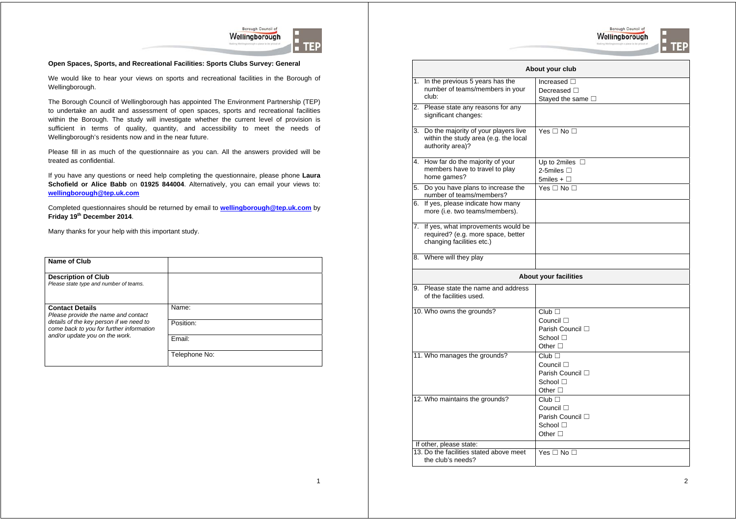**Open Spaces, Sports, and Recreational Facilities: Sports Clubs Survey: General**

We would like to hear your views on sports and recreational facilities in the Borough of Wellingborough.

The Borough Council of Wellingborough has appointed The Environment Partnership (TEP) to undertake an audit and assessment of open spaces, sports and recreational facilities within the Borough. The study will investigate whether the current level of provision is sufficient in terms of quality, quantity, and accessibility to meet the needs of Wellingborough's residents now and in the near future.

Please fill in as much of the questionnaire as you can. All the answers provided will be treated as confidential.

If you have any questions or need help completing the questionnaire, please phone **Laura Schofield or Alice Babb** on **01925 844004**. Alternatively, you can email your views to: **wellingborough@tep.uk.com**

Completed questionnaires should be returned by email to **wellingborough@tep.uk.com** by **Friday 19th December 2014**.

Many thanks for your help with this important study.

| **Name of Club** | |
|---|---|
| **Description of Club** *Please state type and number of teams.* | |
| **Contact Details** *Please provide the name and contact details of the key person if we need to come back to you for further information and/or update you on the work.* | Name: |
| | Position: |
| | Email: |
| | Telephone No: |

| **About your club** | |
|---|---|
| 1. In the previous 5 years has the number of teams/members in your club: | Increased ☐ Decreased ☐ Stayed the same ☐ |
| 2. Please state any reasons for any significant changes: | |
| 3. Do the majority of your players live within the study area (e.g. the local authority area)? | Yes ☐ No ☐ |
| 4. How far do the majority of your members have to travel to play home games? | Up to 2miles ☐ 2-5miles ☐ 5miles + ☐ |
| 5. Do you have plans to increase the number of teams/members? | Yes ☐ No ☐ |
| 6. If yes, please indicate how many more (i.e. two teams/members). | |
| 7. If yes, what improvements would be required? (e.g. more space, better changing facilities etc.) | |
| 8. Where will they play | |
| **About your facilities** | |
| 9. Please state the name and address of the facilities used. | |
| 10. Who owns the grounds? | Club ☐ Council ☐ Parish Council ☐ School ☐ Other ☐ |
| 11. Who manages the grounds? | Club ☐ Council ☐ Parish Council ☐ School ☐ Other ☐ |
| 12. Who maintains the grounds? | Club ☐ Council ☐ Parish Council ☐ School ☐ Other ☐ |
| If other, please state: | |
| 13. Do the facilities stated above meet the club's needs? | Yes ☐ No ☐ |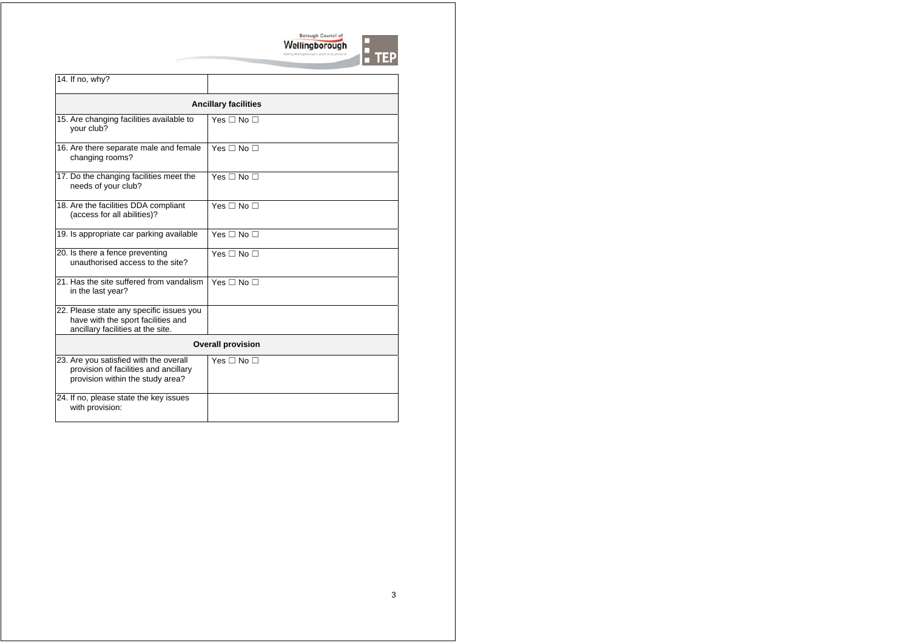| 14. If no, why? | |
|---|---|
| **Ancillary facilities** | |
| 15. Are changing facilities available to your club? | Yes ☐ No ☐ |
| 16. Are there separate male and female changing rooms? | Yes ☐ No ☐ |
| 17. Do the changing facilities meet the needs of your club? | Yes ☐ No ☐ |
| 18. Are the facilities DDA compliant (access for all abilities)? | Yes ☐ No ☐ |
| 19. Is appropriate car parking available | Yes ☐ No ☐ |
| 20. Is there a fence preventing unauthorised access to the site? | Yes ☐ No ☐ |
| 21. Has the site suffered from vandalism in the last year? | Yes ☐ No ☐ |
| 22. Please state any specific issues you have with the sport facilities and ancillary facilities at the site. | |
| **Overall provision** | |
| 23. Are you satisfied with the overall provision of facilities and ancillary provision within the study area? | Yes ☐ No ☐ |
| 24. If no, please state the key issues with provision: | |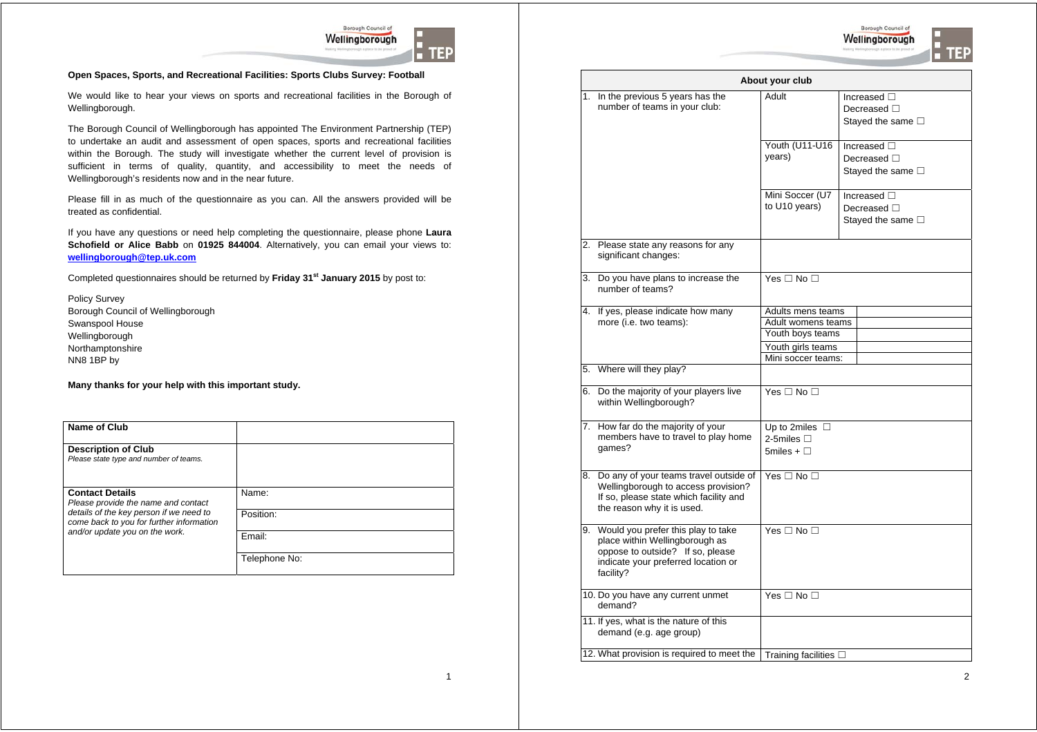**Open Spaces, Sports, and Recreational Facilities: Sports Clubs Survey: Football**

We would like to hear your views on sports and recreational facilities in the Borough of Wellingborough.

The Borough Council of Wellingborough has appointed The Environment Partnership (TEP) to undertake an audit and assessment of open spaces, sports and recreational facilities within the Borough. The study will investigate whether the current level of provision is sufficient in terms of quality, quantity, and accessibility to meet the needs of Wellingborough's residents now and in the near future.

Please fill in as much of the questionnaire as you can. All the answers provided will be treated as confidential.

If you have any questions or need help completing the questionnaire, please phone **Laura Schofield or Alice Babb** on **01925 844004**. Alternatively, you can email your views to: **wellingborough@tep.uk.com**

Completed questionnaires should be returned by **Friday 31st January 2015** by post to:

Policy Survey
Borough Council of Wellingborough
Swanspool House
Wellingborough
Northamptonshire
NN8 1BP by

**Many thanks for your help with this important study.**

| **Name of Club** | |
|---|---|
| **Description of Club** *Please state type and number of teams.* | |
| **Contact Details** *Please provide the name and contact details of the key person if we need to come back to you for further information and/or update you on the work.* | Name: |
| | Position: |
| | Email: |
| | Telephone No: |

| **About your club** | | |
|---|---|---|
| 1. In the previous 5 years has the number of teams in your club: | Adult | Increased ☐ Decreased ☐ Stayed the same ☐ |
| | Youth (U11-U16 years) | Increased ☐ Decreased ☐ Stayed the same ☐ |
| | Mini Soccer (U7 to U10 years) | Increased ☐ Decreased ☐ Stayed the same ☐ |
| 2. Please state any reasons for any significant changes: | | |
| 3. Do you have plans to increase the number of teams? | Yes ☐ No ☐ | |
| 4. If yes, please indicate how many more (i.e. two teams): | Adults mens teams | |
| | Adult womens teams | |
| | Youth boys teams | |
| | Youth girls teams | |
| | Mini soccer teams: | |
| 5. Where will they play? | | |
| 6. Do the majority of your players live within Wellingborough? | Yes ☐ No ☐ | |
| 7. How far do the majority of your members have to travel to play home games? | Up to 2miles ☐ 2-5miles ☐ 5miles + ☐ | |
| 8. Do any of your teams travel outside of Wellingborough to access provision? If so, please state which facility and the reason why it is used. | Yes ☐ No ☐ | |
| 9. Would you prefer this play to take place within Wellingborough as oppose to outside? If so, please indicate your preferred location or facility? | Yes ☐ No ☐ | |
| 10. Do you have any current unmet demand? | Yes ☐ No ☐ | |
| 11. If yes, what is the nature of this demand (e.g. age group) | | |
| 12. What provision is required to meet the | Training facilities ☐ | |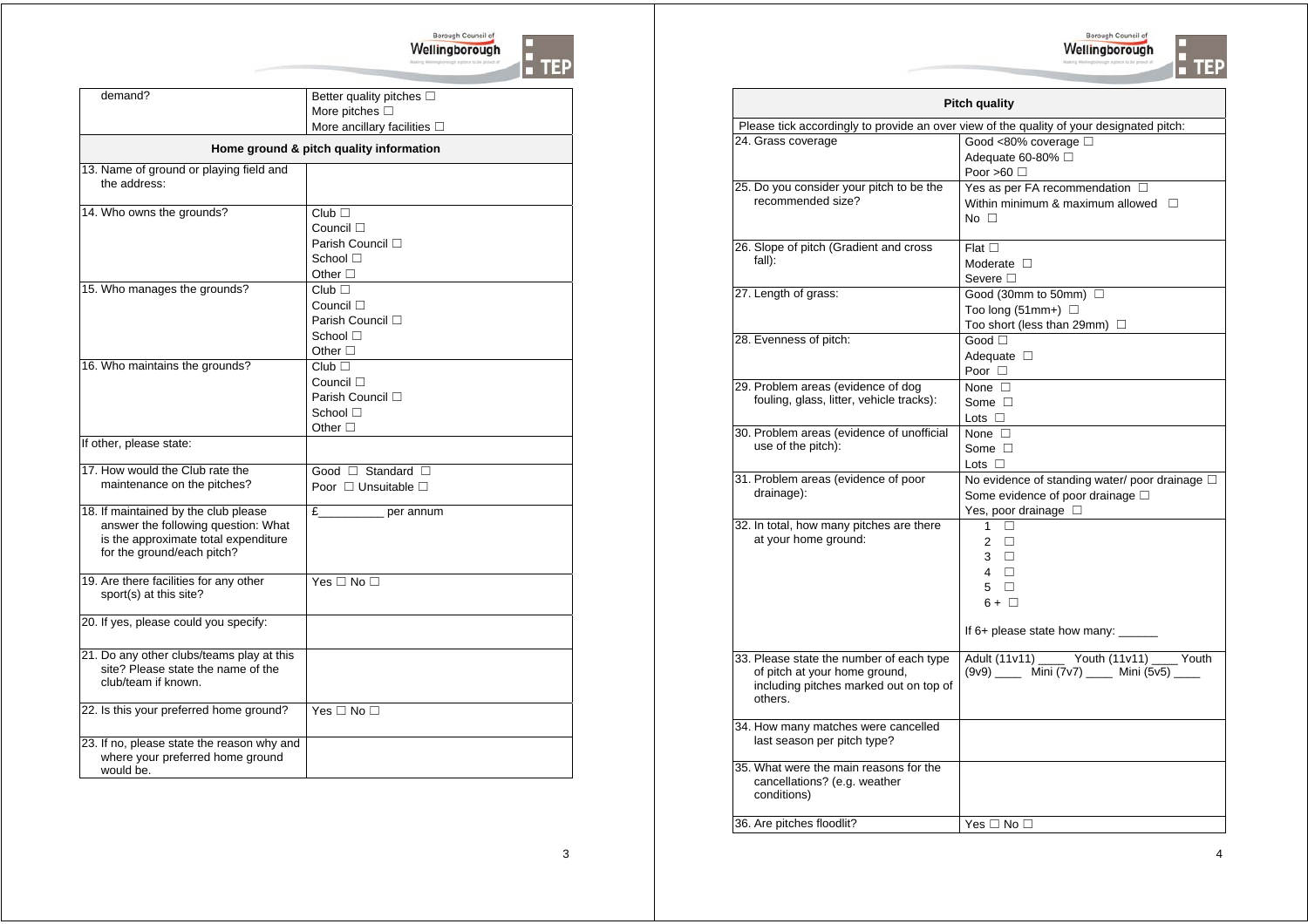| demand? | Better quality pitches ☐<br>More pitches ☐<br>More ancillary facilities ☐ |
|---|---|

**Home ground & pitch quality information**

| | |
|---|---|
| 13. Name of ground or playing field and the address: | |
| 14. Who owns the grounds? | Club ☐<br>Council ☐<br>Parish Council ☐<br>School ☐<br>Other ☐ |
| 15. Who manages the grounds? | Club ☐<br>Council ☐<br>Parish Council ☐<br>School ☐<br>Other ☐ |
| 16. Who maintains the grounds? | Club ☐<br>Council ☐<br>Parish Council ☐<br>School ☐<br>Other ☐ |
| If other, please state: | |
| 17. How would the Club rate the maintenance on the pitches? | Good ☐ Standard ☐<br>Poor ☐ Unsuitable ☐ |
| 18. If maintained by the club please answer the following question: What is the approximate total expenditure for the ground/each pitch? | £__________ per annum |
| 19. Are there facilities for any other sport(s) at this site? | Yes ☐ No ☐ |
| 20. If yes, please could you specify: | |
| 21. Do any other clubs/teams play at this site? Please state the name of the club/team if known. | |
| 22. Is this your preferred home ground? | Yes ☐ No ☐ |
| 23. If no, please state the reason why and where your preferred home ground would be. | |

**Pitch quality**

Please tick accordingly to provide an over view of the quality of your designated pitch:

| | |
|---|---|
| 24. Grass coverage | Good <80% coverage ☐<br>Adequate 60-80% ☐<br>Poor >60 ☐ |
| 25. Do you consider your pitch to be the recommended size? | Yes as per FA recommendation ☐<br>Within minimum & maximum allowed ☐<br>No ☐ |
| 26. Slope of pitch (Gradient and cross fall): | Flat ☐<br>Moderate ☐<br>Severe ☐ |
| 27. Length of grass: | Good (30mm to 50mm) ☐<br>Too long (51mm+) ☐<br>Too short (less than 29mm) ☐ |
| 28. Evenness of pitch: | Good ☐<br>Adequate ☐<br>Poor ☐ |
| 29. Problem areas (evidence of dog fouling, glass, litter, vehicle tracks): | None ☐<br>Some ☐<br>Lots ☐ |
| 30. Problem areas (evidence of unofficial use of the pitch): | None ☐<br>Some ☐<br>Lots ☐ |
| 31. Problem areas (evidence of poor drainage): | No evidence of standing water/ poor drainage ☐<br>Some evidence of poor drainage ☐<br>Yes, poor drainage ☐ |
| 32. In total, how many pitches are there at your home ground: | 1 ☐<br>2 ☐<br>3 ☐<br>4 ☐<br>5 ☐<br>6 + ☐<br>If 6+ please state how many: ______ |
| 33. Please state the number of each type of pitch at your home ground, including pitches marked out on top of others. | Adult (11v11) ____ Youth (11v11) ____ Youth (9v9) ____ Mini (7v7) ____ Mini (5v5) ____ |
| 34. How many matches were cancelled last season per pitch type? | |
| 35. What were the main reasons for the cancellations? (e.g. weather conditions) | |
| 36. Are pitches floodlit? | Yes ☐ No ☐ |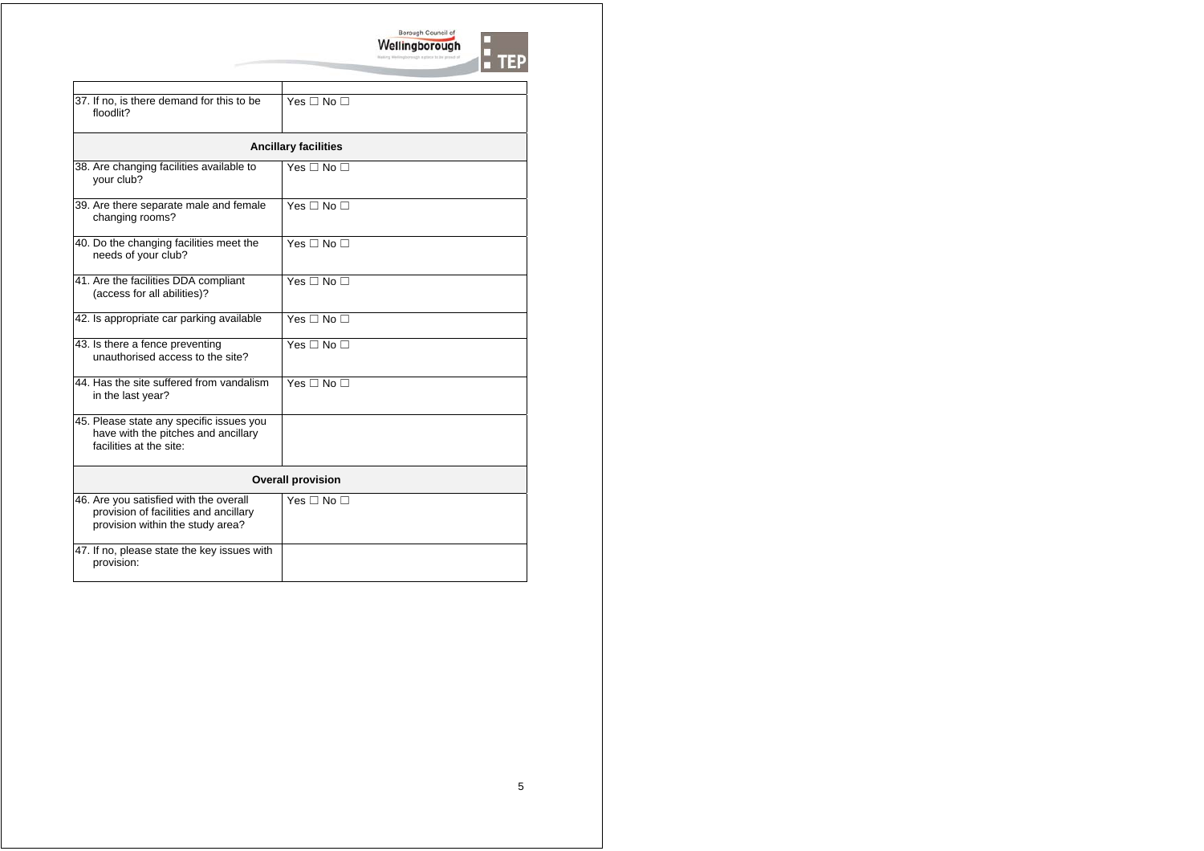| | |
|---|---|
| 37. If no, is there demand for this to be floodlit? | Yes ☐ No ☐ |
| **Ancillary facilities** | |
| 38. Are changing facilities available to your club? | Yes ☐ No ☐ |
| 39. Are there separate male and female changing rooms? | Yes ☐ No ☐ |
| 40. Do the changing facilities meet the needs of your club? | Yes ☐ No ☐ |
| 41. Are the facilities DDA compliant (access for all abilities)? | Yes ☐ No ☐ |
| 42. Is appropriate car parking available | Yes ☐ No ☐ |
| 43. Is there a fence preventing unauthorised access to the site? | Yes ☐ No ☐ |
| 44. Has the site suffered from vandalism in the last year? | Yes ☐ No ☐ |
| 45. Please state any specific issues you have with the pitches and ancillary facilities at the site: | |
| **Overall provision** | |
| 46. Are you satisfied with the overall provision of facilities and ancillary provision within the study area? | Yes ☐ No ☐ |
| 47. If no, please state the key issues with provision: | |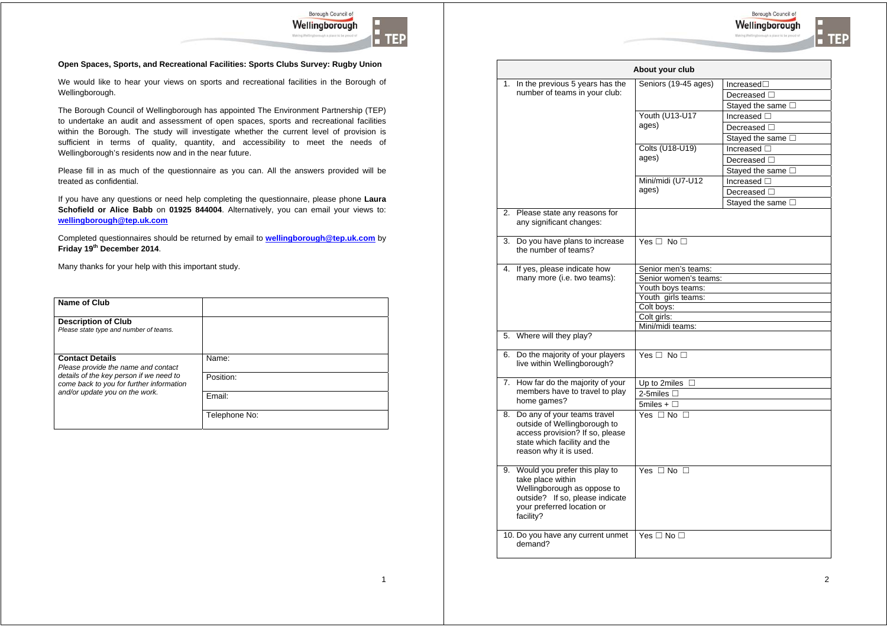**Open Spaces, Sports, and Recreational Facilities: Sports Clubs Survey: Rugby Union**

We would like to hear your views on sports and recreational facilities in the Borough of Wellingborough.

The Borough Council of Wellingborough has appointed The Environment Partnership (TEP) to undertake an audit and assessment of open spaces, sports and recreational facilities within the Borough. The study will investigate whether the current level of provision is sufficient in terms of quality, quantity, and accessibility to meet the needs of Wellingborough's residents now and in the near future.

Please fill in as much of the questionnaire as you can. All the answers provided will be treated as confidential.

If you have any questions or need help completing the questionnaire, please phone **Laura Schofield or Alice Babb** on **01925 844004**. Alternatively, you can email your views to: **wellingborough@tep.uk.com**

Completed questionnaires should be returned by email to **wellingborough@tep.uk.com** by **Friday 19th December 2014**.

Many thanks for your help with this important study.

| | |
|---|---|
| **Name of Club** | |
| **Description of Club**<br>*Please state type and number of teams.* | |
| **Contact Details**<br>*Please provide the name and contact details of the key person if we need to come back to you for further information and/or update you on the work.* | Name: |
| | Position: |
| | Email: |
| | Telephone No: |

| About your club | | |
|---|---|---|
| 1. In the previous 5 years has the number of teams in your club: | Seniors (19-45 ages) | Increased☐ |
| | | Decreased ☐ |
| | | Stayed the same ☐ |
| | Youth (U13-U17 ages) | Increased ☐ |
| | | Decreased ☐ |
| | | Stayed the same ☐ |
| | Colts (U18-U19) ages) | Increased ☐ |
| | | Decreased ☐ |
| | | Stayed the same ☐ |
| | Mini/midi (U7-U12 ages) | Increased ☐ |
| | | Decreased ☐ |
| | | Stayed the same ☐ |
| 2. Please state any reasons for any significant changes: | | |
| 3. Do you have plans to increase the number of teams? | Yes ☐ No ☐ | |
| 4. If yes, please indicate how many more (i.e. two teams): | Senior men's teams: | |
| | Senior women's teams: | |
| | Youth boys teams: | |
| | Youth girls teams: | |
| | Colt boys: | |
| | Colt girls: | |
| | Mini/midi teams: | |
| 5. Where will they play? | | |
| 6. Do the majority of your players live within Wellingborough? | Yes ☐ No ☐ | |
| 7. How far do the majority of your members have to travel to play home games? | Up to 2miles ☐ | |
| | 2-5miles ☐ | |
| | 5miles + ☐ | |
| 8. Do any of your teams travel outside of Wellingborough to access provision? If so, please state which facility and the reason why it is used. | Yes ☐ No ☐ | |
| 9. Would you prefer this play to take place within Wellingborough as oppose to outside? If so, please indicate your preferred location or facility? | Yes ☐ No ☐ | |
| 10. Do you have any current unmet demand? | Yes ☐ No ☐ | |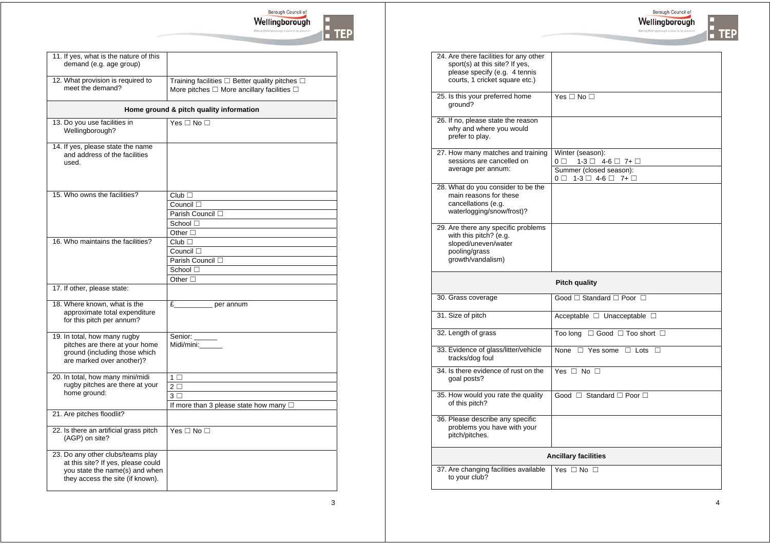| | |
|---|---|
| 11. If yes, what is the nature of this demand (e.g. age group) | |
| 12. What provision is required to meet the demand? | Training facilities ☐ Better quality pitches ☐ More pitches ☐ More ancillary facilities ☐ |
| **Home ground & pitch quality information** | |
| 13. Do you use facilities in Wellingborough? | Yes ☐ No ☐ |
| 14. If yes, please state the name and address of the facilities used. | |
| 15. Who owns the facilities? | Club ☐ |
| | Council ☐ |
| | Parish Council ☐ |
| | School ☐ |
| | Other ☐ |
| 16. Who maintains the facilities? | Club ☐ |
| | Council ☐ |
| | Parish Council ☐ |
| | School ☐ |
| | Other ☐ |
| 17. If other, please state: | |
| 18. Where known, what is the approximate total expenditure for this pitch per annum? | £__________ per annum |
| 19. In total, how many rugby pitches are there at your home ground (including those which are marked over another)? | Senior: ______ Midi/mini:______ |
| 20. In total, how many mini/midi rugby pitches are there at your home ground: | 1 ☐ |
| | 2 ☐ |
| | 3 ☐ |
| | If more than 3 please state how many ☐ |
| 21. Are pitches floodlit? | |
| 22. Is there an artificial grass pitch (AGP) on site? | Yes ☐ No ☐ |
| 23. Do any other clubs/teams play at this site? If yes, please could you state the name(s) and when they access the site (if known). | |

| | |
|---|---|
| 24. Are there facilities for any other sport(s) at this site? If yes, please specify (e.g. 4 tennis courts, 1 cricket square etc.) | |
| 25. Is this your preferred home ground? | Yes ☐ No ☐ |
| 26. If no, please state the reason why and where you would prefer to play. | |
| 27. How many matches and training sessions are cancelled on average per annum: | Winter (season): 0 ☐ 1-3 ☐ 4-6 ☐ 7+ ☐ |
| | Summer (closed season): 0 ☐ 1-3 ☐ 4-6 ☐ 7+ ☐ |
| 28. What do you consider to be the main reasons for these cancellations (e.g. waterlogging/snow/frost)? | |
| 29. Are there any specific problems with this pitch? (e.g. sloped/uneven/water pooling/grass growth/vandalism) | |
| **Pitch quality** | |
| 30. Grass coverage | Good ☐ Standard ☐ Poor ☐ |
| 31. Size of pitch | Acceptable ☐ Unacceptable ☐ |
| 32. Length of grass | Too long ☐ Good ☐ Too short ☐ |
| 33. Evidence of glass/litter/vehicle tracks/dog foul | None ☐ Yes some ☐ Lots ☐ |
| 34. Is there evidence of rust on the goal posts? | Yes ☐ No ☐ |
| 35. How would you rate the quality of this pitch? | Good ☐ Standard ☐ Poor ☐ |
| 36. Please describe any specific problems you have with your pitch/pitches. | |
| **Ancillary facilities** | |
| 37. Are changing facilities available to your club? | Yes ☐ No ☐ |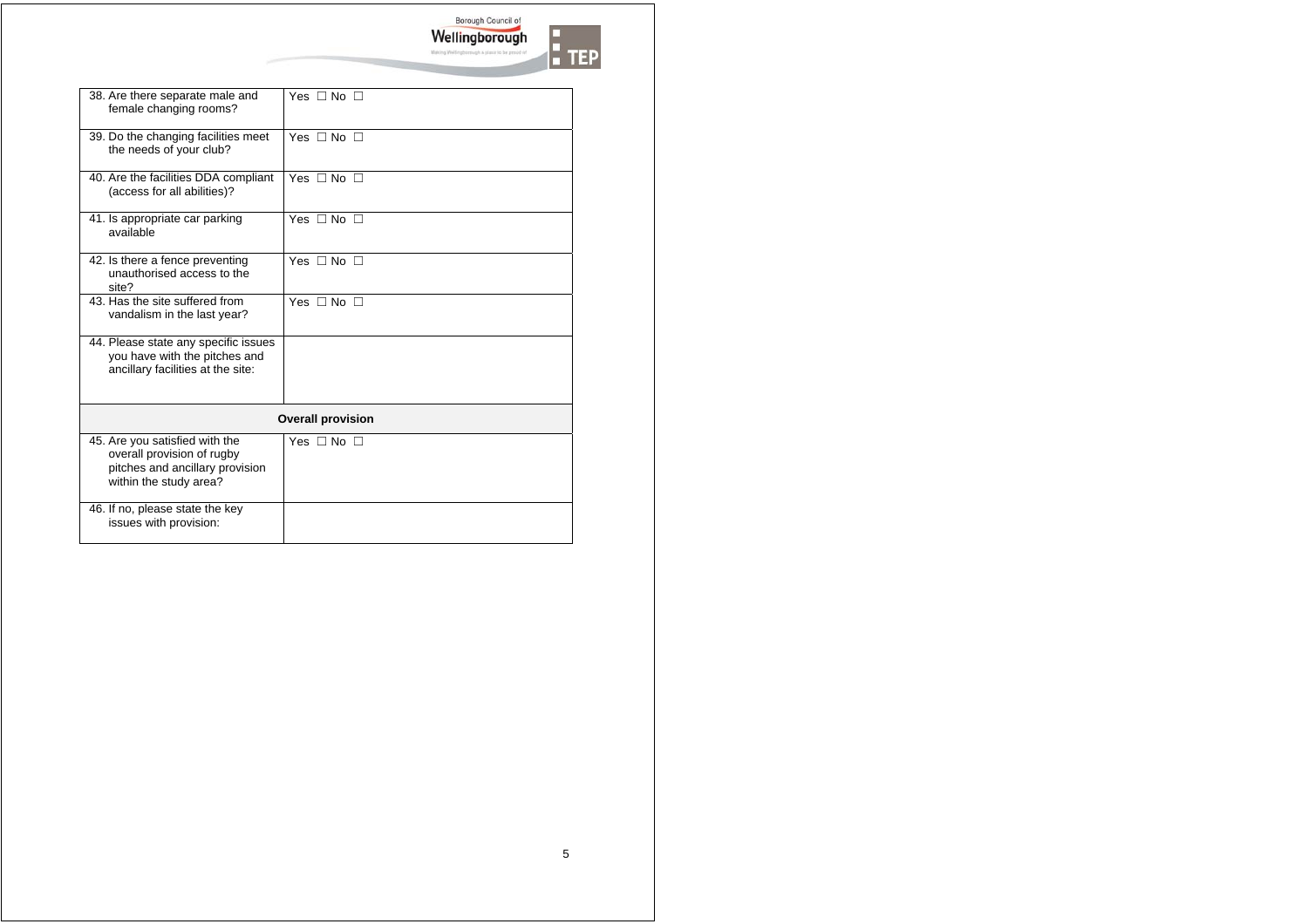| | |
|---|---|
| 38. Are there separate male and female changing rooms? | Yes ☐ No ☐ |
| 39. Do the changing facilities meet the needs of your club? | Yes ☐ No ☐ |
| 40. Are the facilities DDA compliant (access for all abilities)? | Yes ☐ No ☐ |
| 41. Is appropriate car parking available | Yes ☐ No ☐ |
| 42. Is there a fence preventing unauthorised access to the site? | Yes ☐ No ☐ |
| 43. Has the site suffered from vandalism in the last year? | Yes ☐ No ☐ |
| 44. Please state any specific issues you have with the pitches and ancillary facilities at the site: | |
| **Overall provision** | |
| 45. Are you satisfied with the overall provision of rugby pitches and ancillary provision within the study area? | Yes ☐ No ☐ |
| 46. If no, please state the key issues with provision: | |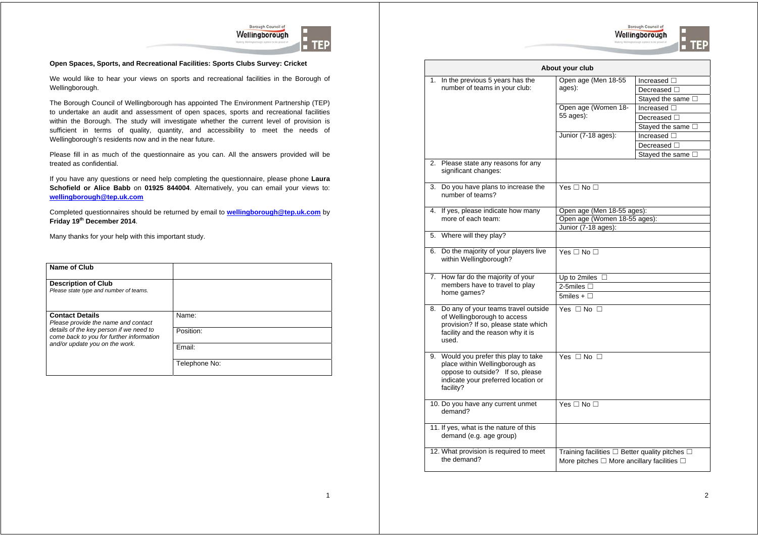**Open Spaces, Sports, and Recreational Facilities: Sports Clubs Survey: Cricket**

We would like to hear your views on sports and recreational facilities in the Borough of Wellingborough.

The Borough Council of Wellingborough has appointed The Environment Partnership (TEP) to undertake an audit and assessment of open spaces, sports and recreational facilities within the Borough. The study will investigate whether the current level of provision is sufficient in terms of quality, quantity, and accessibility to meet the needs of Wellingborough's residents now and in the near future.

Please fill in as much of the questionnaire as you can. All the answers provided will be treated as confidential.

If you have any questions or need help completing the questionnaire, please phone **Laura Schofield or Alice Babb** on **01925 844004**. Alternatively, you can email your views to: **wellingborough@tep.uk.com**

Completed questionnaires should be returned by email to **wellingborough@tep.uk.com** by **Friday 19th December 2014**.

Many thanks for your help with this important study.

| **Name of Club** | |
|---|---|
| **Description of Club** *Please state type and number of teams.* | |
| **Contact Details** *Please provide the name and contact details of the key person if we need to come back to you for further information and/or update you on the work.* | Name: |
| | Position: |
| | Email: |
| | Telephone No: |

| **About your club** | | |
|---|---|---|
| 1. In the previous 5 years has the number of teams in your club: | Open age (Men 18-55 ages): | Increased ☐ |
| | | Decreased ☐ |
| | | Stayed the same ☐ |
| | Open age (Women 18-55 ages): | Increased ☐ |
| | | Decreased ☐ |
| | | Stayed the same ☐ |
| | Junior (7-18 ages): | Increased ☐ |
| | | Decreased ☐ |
| | | Stayed the same ☐ |
| 2. Please state any reasons for any significant changes: | | |
| 3. Do you have plans to increase the number of teams? | Yes ☐ No ☐ | |
| 4. If yes, please indicate how many more of each team: | Open age (Men 18-55 ages): | |
| | Open age (Women 18-55 ages): | |
| | Junior (7-18 ages): | |
| 5. Where will they play? | | |
| 6. Do the majority of your players live within Wellingborough? | Yes ☐ No ☐ | |
| 7. How far do the majority of your members have to travel to play home games? | Up to 2miles ☐ | |
| | 2-5miles ☐ | |
| | 5miles + ☐ | |
| 8. Do any of your teams travel outside of Wellingborough to access provision? If so, please state which facility and the reason why it is used. | Yes ☐ No ☐ | |
| 9. Would you prefer this play to take place within Wellingborough as oppose to outside? If so, please indicate your preferred location or facility? | Yes ☐ No ☐ | |
| 10. Do you have any current unmet demand? | Yes ☐ No ☐ | |
| 11. If yes, what is the nature of this demand (e.g. age group) | | |
| 12. What provision is required to meet the demand? | Training facilities ☐ Better quality pitches ☐ More pitches ☐ More ancillary facilities ☐ | |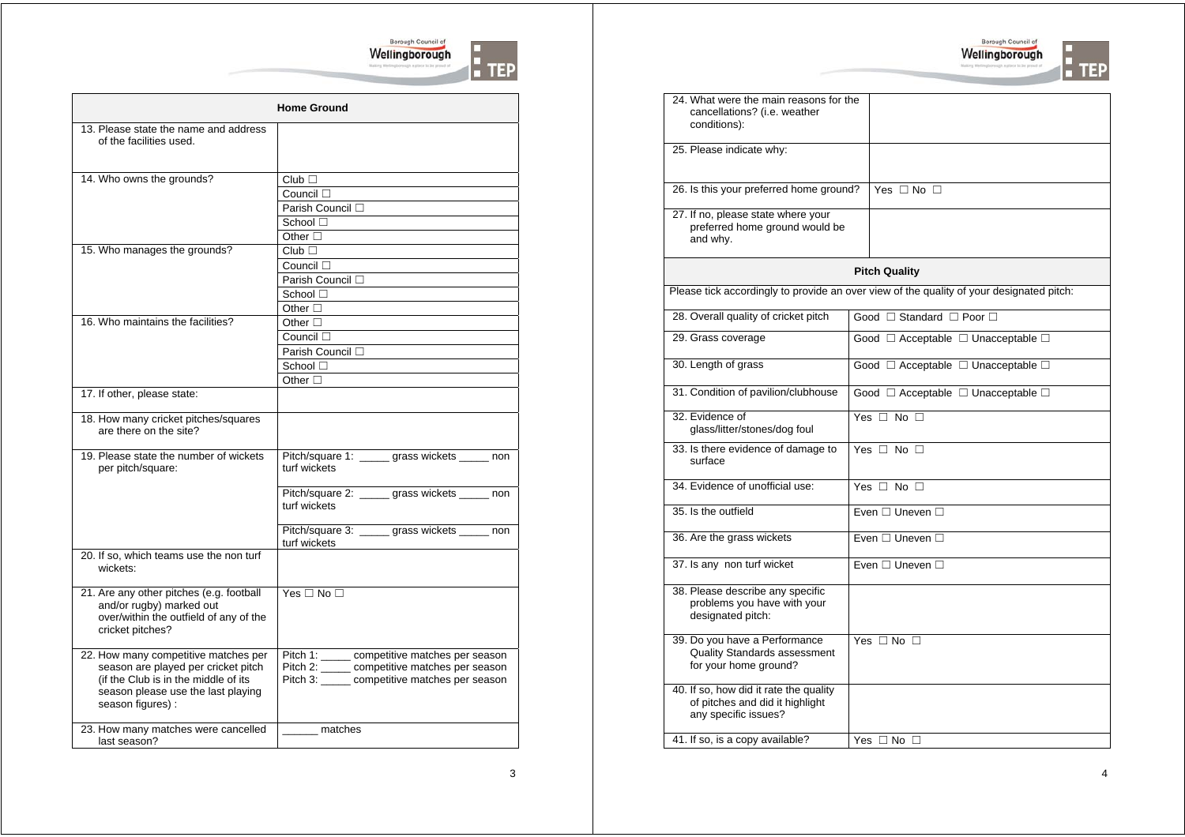| Home Ground | |
|---|---|
| 13. Please state the name and address of the facilities used. | |
| 14. Who owns the grounds? | Club ☐ |
| | Council ☐ |
| | Parish Council ☐ |
| | School ☐ |
| | Other ☐ |
| 15. Who manages the grounds? | Club ☐ |
| | Council ☐ |
| | Parish Council ☐ |
| | School ☐ |
| | Other ☐ |
| 16. Who maintains the facilities? | Other ☐ |
| | Council ☐ |
| | Parish Council ☐ |
| | School ☐ |
| | Other ☐ |
| 17. If other, please state: | |
| 18. How many cricket pitches/squares are there on the site? | |
| 19. Please state the number of wickets per pitch/square: | Pitch/square 1: _____ grass wickets _____ non turf wickets |
| | Pitch/square 2: _____ grass wickets _____ non turf wickets |
| | Pitch/square 3: _____ grass wickets _____ non turf wickets |
| 20. If so, which teams use the non turf wickets: | |
| 21. Are any other pitches (e.g. football and/or rugby) marked out over/within the outfield of any of the cricket pitches? | Yes ☐ No ☐ |
| 22. How many competitive matches per season are played per cricket pitch (if the Club is in the middle of its season please use the last playing season figures) : | Pitch 1: _____ competitive matches per season<br>Pitch 2: _____ competitive matches per season<br>Pitch 3: _____ competitive matches per season |
| 23. How many matches were cancelled last season? | ______ matches |

| | |
|---|---|
| 24. What were the main reasons for the cancellations? (i.e. weather conditions): | |
| 25. Please indicate why: | |
| 26. Is this your preferred home ground? | Yes ☐ No ☐ |
| 27. If no, please state where your preferred home ground would be and why. | |

| Pitch Quality | |
|---|---|
| Please tick accordingly to provide an over view of the quality of your designated pitch: | |
| 28. Overall quality of cricket pitch | Good ☐ Standard ☐ Poor ☐ |
| 29. Grass coverage | Good ☐ Acceptable ☐ Unacceptable ☐ |
| 30. Length of grass | Good ☐ Acceptable ☐ Unacceptable ☐ |
| 31. Condition of pavilion/clubhouse | Good ☐ Acceptable ☐ Unacceptable ☐ |
| 32. Evidence of glass/litter/stones/dog foul | Yes ☐ No ☐ |
| 33. Is there evidence of damage to surface | Yes ☐ No ☐ |
| 34. Evidence of unofficial use: | Yes ☐ No ☐ |
| 35. Is the outfield | Even ☐ Uneven ☐ |
| 36. Are the grass wickets | Even ☐ Uneven ☐ |
| 37. Is any non turf wicket | Even ☐ Uneven ☐ |
| 38. Please describe any specific problems you have with your designated pitch: | |
| 39. Do you have a Performance Quality Standards assessment for your home ground? | Yes ☐ No ☐ |
| 40. If so, how did it rate the quality of pitches and did it highlight any specific issues? | |
| 41. If so, is a copy available? | Yes ☐ No ☐ |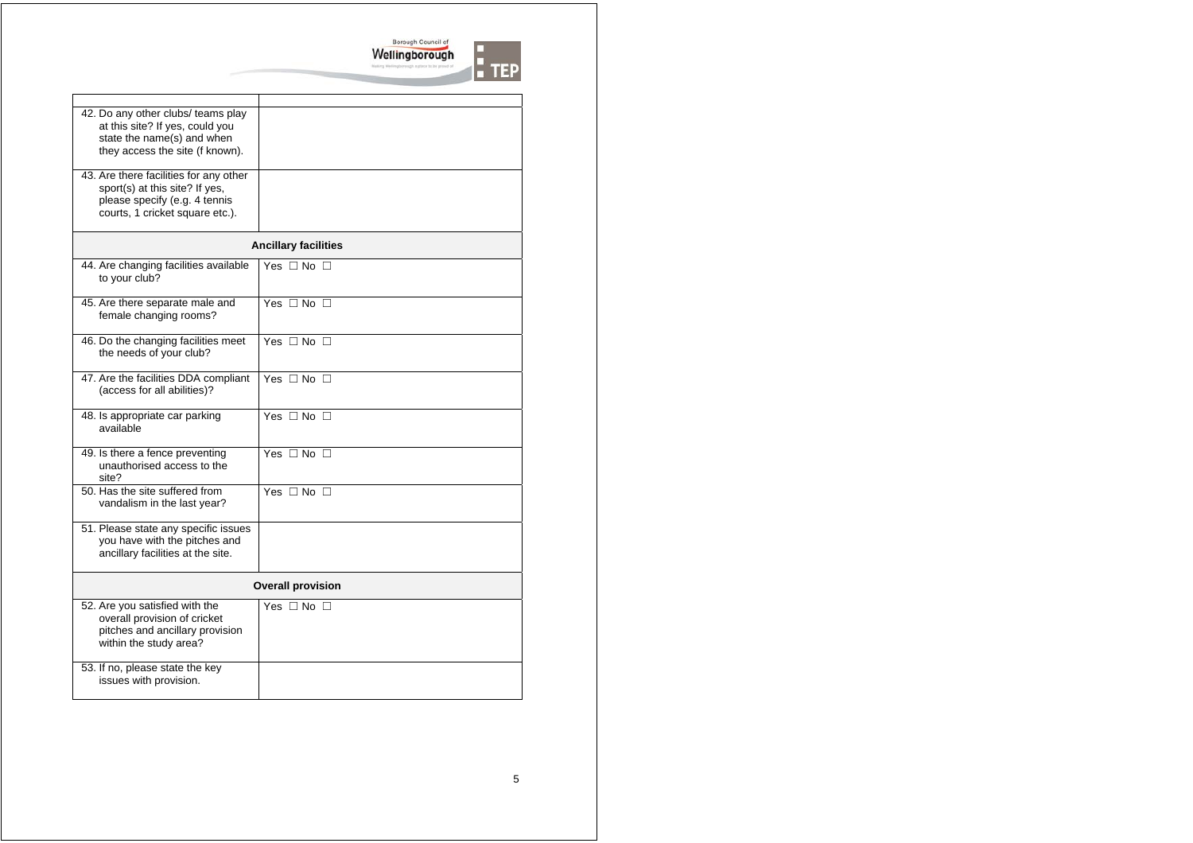| | |
|---|---|
| 42. Do any other clubs/ teams play at this site? If yes, could you state the name(s) and when they access the site (f known). | |
| 43. Are there facilities for any other sport(s) at this site? If yes, please specify (e.g. 4 tennis courts, 1 cricket square etc.). | |
| **Ancillary facilities** | |
| 44. Are changing facilities available to your club? | Yes ☐ No ☐ |
| 45. Are there separate male and female changing rooms? | Yes ☐ No ☐ |
| 46. Do the changing facilities meet the needs of your club? | Yes ☐ No ☐ |
| 47. Are the facilities DDA compliant (access for all abilities)? | Yes ☐ No ☐ |
| 48. Is appropriate car parking available | Yes ☐ No ☐ |
| 49. Is there a fence preventing unauthorised access to the site? | Yes ☐ No ☐ |
| 50. Has the site suffered from vandalism in the last year? | Yes ☐ No ☐ |
| 51. Please state any specific issues you have with the pitches and ancillary facilities at the site. | |
| **Overall provision** | |
| 52. Are you satisfied with the overall provision of cricket pitches and ancillary provision within the study area? | Yes ☐ No ☐ |
| 53. If no, please state the key issues with provision. | |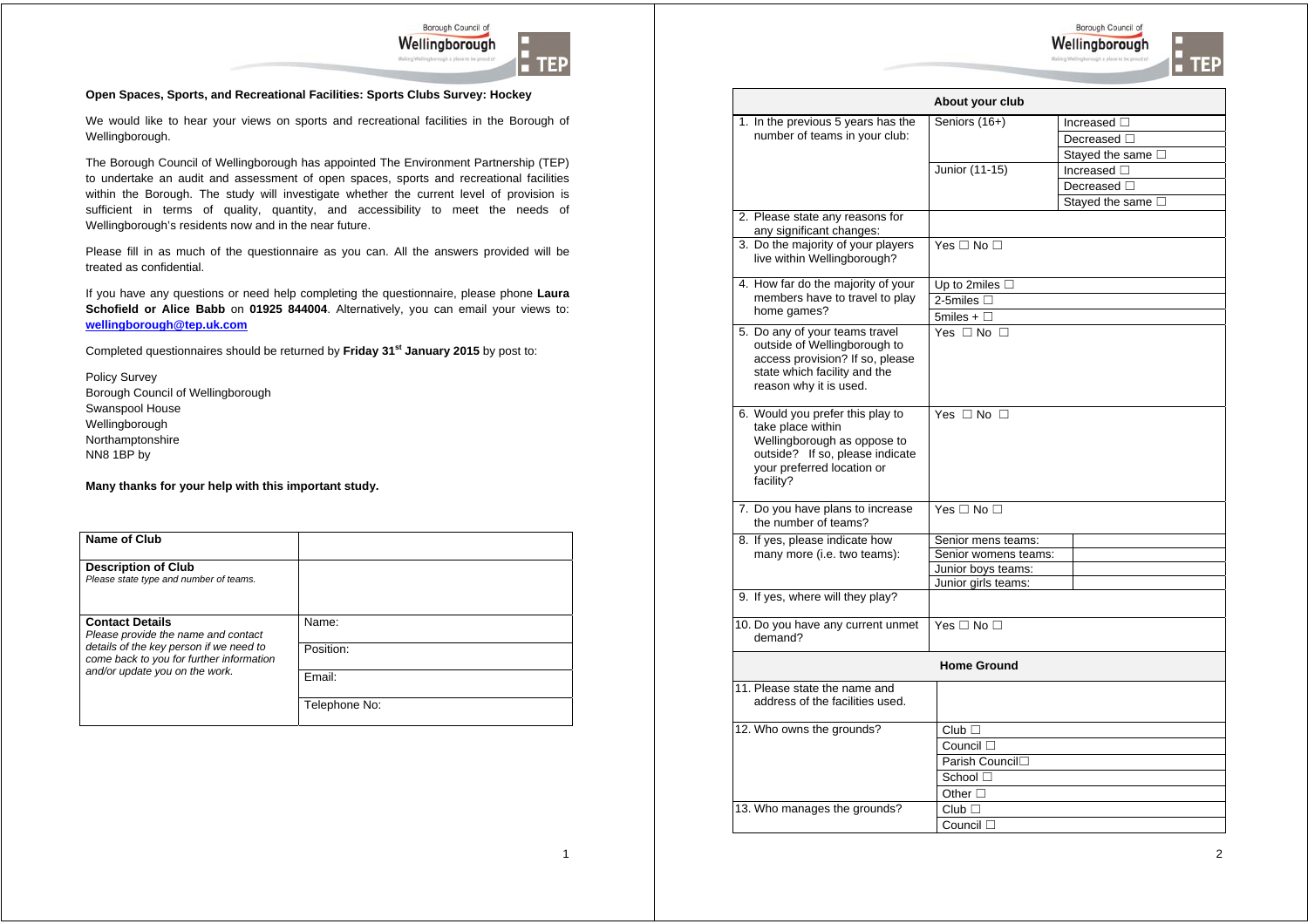**Open Spaces, Sports, and Recreational Facilities: Sports Clubs Survey: Hockey**

We would like to hear your views on sports and recreational facilities in the Borough of Wellingborough.

The Borough Council of Wellingborough has appointed The Environment Partnership (TEP) to undertake an audit and assessment of open spaces, sports and recreational facilities within the Borough. The study will investigate whether the current level of provision is sufficient in terms of quality, quantity, and accessibility to meet the needs of Wellingborough's residents now and in the near future.

Please fill in as much of the questionnaire as you can. All the answers provided will be treated as confidential.

If you have any questions or need help completing the questionnaire, please phone **Laura Schofield or Alice Babb** on **01925 844004**. Alternatively, you can email your views to: **wellingborough@tep.uk.com**

Completed questionnaires should be returned by **Friday 31st January 2015** by post to:

Policy Survey
Borough Council of Wellingborough
Swanspool House
Wellingborough
Northamptonshire
NN8 1BP by

**Many thanks for your help with this important study.**

| | |
|---|---|
| **Name of Club** | |
| **Description of Club** *Please state type and number of teams.* | |
| **Contact Details** *Please provide the name and contact details of the key person if we need to come back to you for further information and/or update you on the work.* | Name: |
| | Position: |
| | Email: |
| | Telephone No: |

| About your club | | |
|---|---|---|
| 1. In the previous 5 years has the number of teams in your club: | Seniors (16+) | Increased ☐ |
| | | Decreased ☐ |
| | | Stayed the same ☐ |
| | Junior (11-15) | Increased ☐ |
| | | Decreased ☐ |
| | | Stayed the same ☐ |
| 2. Please state any reasons for any significant changes: | | |
| 3. Do the majority of your players live within Wellingborough? | Yes ☐ No ☐ | |
| 4. How far do the majority of your members have to travel to play home games? | Up to 2miles ☐ | |
| | 2-5miles ☐ | |
| | 5miles + ☐ | |
| 5. Do any of your teams travel outside of Wellingborough to access provision? If so, please state which facility and the reason why it is used. | Yes ☐ No ☐ | |
| 6. Would you prefer this play to take place within Wellingborough as oppose to outside? If so, please indicate your preferred location or facility? | Yes ☐ No ☐ | |
| 7. Do you have plans to increase the number of teams? | Yes ☐ No ☐ | |
| 8. If yes, please indicate how many more (i.e. two teams): | Senior mens teams: | |
| | Senior womens teams: | |
| | Junior boys teams: | |
| | Junior girls teams: | |
| 9. If yes, where will they play? | | |
| 10. Do you have any current unmet demand? | Yes ☐ No ☐ | |
| **Home Ground** | | |
| 11. Please state the name and address of the facilities used. | | |
| 12. Who owns the grounds? | Club ☐ | |
| | Council ☐ | |
| | Parish Council☐ | |
| | School ☐ | |
| | Other ☐ | |
| 13. Who manages the grounds? | Club ☐ | |
| | Council ☐ | |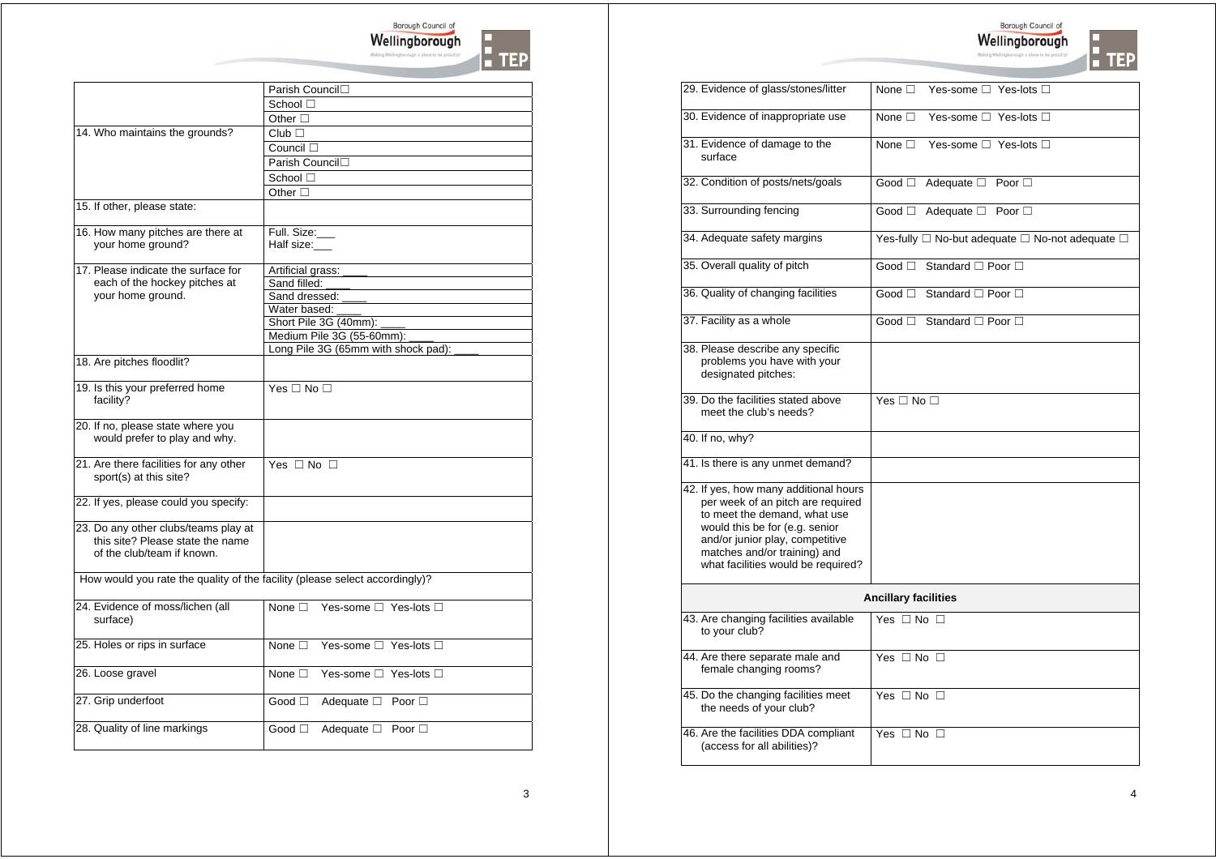| | |
|---|---|
| | Parish Council☐ |
| | School ☐ |
| | Other ☐ |
| 14. Who maintains the grounds? | Club ☐ |
| | Council ☐ |
| | Parish Council☐ |
| | School ☐ |
| | Other ☐ |
| 15. If other, please state: | |
| 16. How many pitches are there at your home ground? | Full. Size:___<br>Half size:___ |
| 17. Please indicate the surface for each of the hockey pitches at your home ground. | Artificial grass: ____ |
| | Sand filled: ____ |
| | Sand dressed: ____ |
| | Water based: ____ |
| | Short Pile 3G (40mm): ____ |
| | Medium Pile 3G (55-60mm): ____ |
| | Long Pile 3G (65mm with shock pad): ____ |
| 18. Are pitches floodlit? | |
| 19. Is this your preferred home facility? | Yes ☐ No ☐ |
| 20. If no, please state where you would prefer to play and why. | |
| 21. Are there facilities for any other sport(s) at this site? | Yes ☐ No ☐ |
| 22. If yes, please could you specify: | |
| 23. Do any other clubs/teams play at this site? Please state the name of the club/team if known. | |
| How would you rate the quality of the facility (please select accordingly)? | |
| 24. Evidence of moss/lichen (all surface) | None ☐ Yes-some ☐ Yes-lots ☐ |
| 25. Holes or rips in surface | None ☐ Yes-some ☐ Yes-lots ☐ |
| 26. Loose gravel | None ☐ Yes-some ☐ Yes-lots ☐ |
| 27. Grip underfoot | Good ☐ Adequate ☐ Poor ☐ |
| 28. Quality of line markings | Good ☐ Adequate ☐ Poor ☐ |

| | |
|---|---|
| 29. Evidence of glass/stones/litter | None ☐ Yes-some ☐ Yes-lots ☐ |
| 30. Evidence of inappropriate use | None ☐ Yes-some ☐ Yes-lots ☐ |
| 31. Evidence of damage to the surface | None ☐ Yes-some ☐ Yes-lots ☐ |
| 32. Condition of posts/nets/goals | Good ☐ Adequate ☐ Poor ☐ |
| 33. Surrounding fencing | Good ☐ Adequate ☐ Poor ☐ |
| 34. Adequate safety margins | Yes-fully ☐ No-but adequate ☐ No-not adequate ☐ |
| 35. Overall quality of pitch | Good ☐ Standard ☐ Poor ☐ |
| 36. Quality of changing facilities | Good ☐ Standard ☐ Poor ☐ |
| 37. Facility as a whole | Good ☐ Standard ☐ Poor ☐ |
| 38. Please describe any specific problems you have with your designated pitches: | |
| 39. Do the facilities stated above meet the club's needs? | Yes ☐ No ☐ |
| 40. If no, why? | |
| 41. Is there is any unmet demand? | |
| 42. If yes, how many additional hours per week of an pitch are required to meet the demand, what use would this be for (e.g. senior and/or junior play, competitive matches and/or training) and what facilities would be required? | |
| **Ancillary facilities** | |
| 43. Are changing facilities available to your club? | Yes ☐ No ☐ |
| 44. Are there separate male and female changing rooms? | Yes ☐ No ☐ |
| 45. Do the changing facilities meet the needs of your club? | Yes ☐ No ☐ |
| 46. Are the facilities DDA compliant (access for all abilities)? | Yes ☐ No ☐ |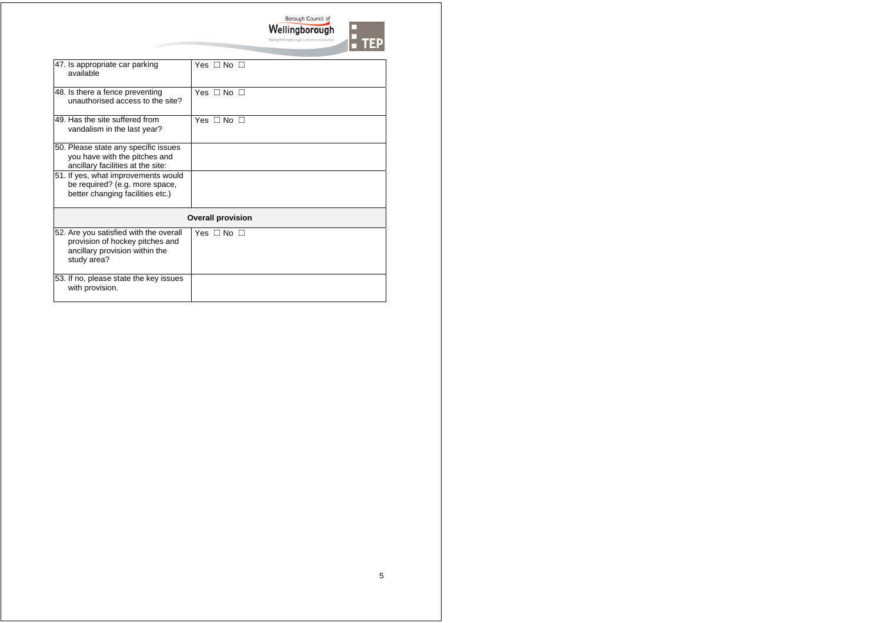| | |
|---|---|
| 47. Is appropriate car parking available | Yes ☐ No ☐ |
| 48. Is there a fence preventing unauthorised access to the site? | Yes ☐ No ☐ |
| 49. Has the site suffered from vandalism in the last year? | Yes ☐ No ☐ |
| 50. Please state any specific issues you have with the pitches and ancillary facilities at the site: | |
| 51. If yes, what improvements would be required? (e.g. more space, better changing facilities etc.) | |
| **Overall provision** | |
| 52. Are you satisfied with the overall provision of hockey pitches and ancillary provision within the study area? | Yes ☐ No ☐ |
| 53. If no, please state the key issues with provision. | |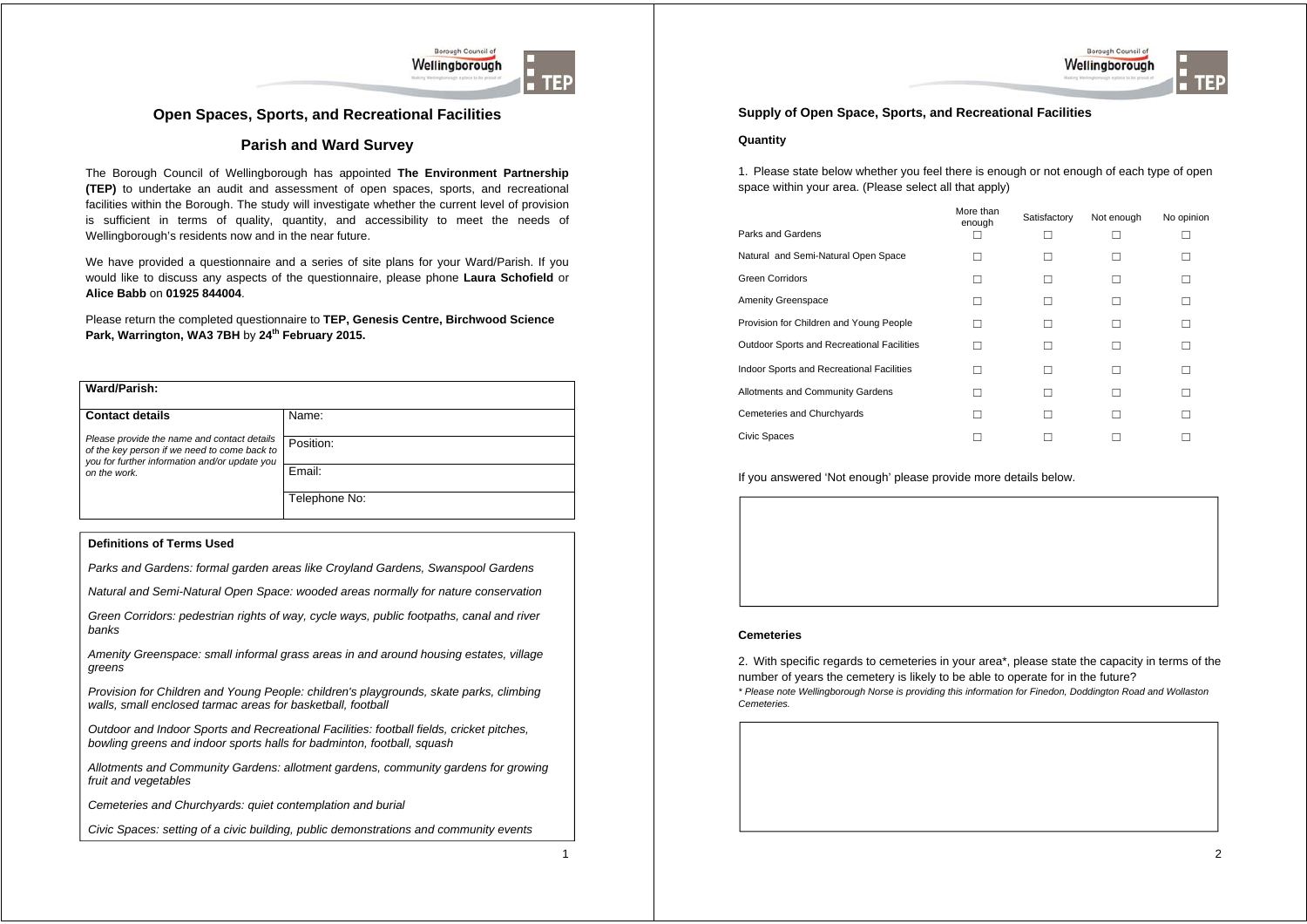# Open Spaces, Sports, and Recreational Facilities

## Parish and Ward Survey

The Borough Council of Wellingborough has appointed **The Environment Partnership (TEP)** to undertake an audit and assessment of open spaces, sports, and recreational facilities within the Borough. The study will investigate whether the current level of provision is sufficient in terms of quality, quantity, and accessibility to meet the needs of Wellingborough's residents now and in the near future.

We have provided a questionnaire and a series of site plans for your Ward/Parish. If you would like to discuss any aspects of the questionnaire, please phone **Laura Schofield** or **Alice Babb** on **01925 844004**.

Please return the completed questionnaire to **TEP, Genesis Centre, Birchwood Science Park, Warrington, WA3 7BH** by **24th February 2015.**

| **Ward/Parish:** | |
|---|---|
| **Contact details** | Name: |
| *Please provide the name and contact details of the key person if we need to come back to you for further information and/or update you on the work.* | Position: |
| | Email: |
| | Telephone No: |

**Definitions of Terms Used**

*Parks and Gardens: formal garden areas like Croyland Gardens, Swanspool Gardens*

*Natural and Semi-Natural Open Space: wooded areas normally for nature conservation*

*Green Corridors: pedestrian rights of way, cycle ways, public footpaths, canal and river banks*

*Amenity Greenspace: small informal grass areas in and around housing estates, village greens*

*Provision for Children and Young People: children's playgrounds, skate parks, climbing walls, small enclosed tarmac areas for basketball, football*

*Outdoor and Indoor Sports and Recreational Facilities: football fields, cricket pitches, bowling greens and indoor sports halls for badminton, football, squash*

*Allotments and Community Gardens: allotment gardens, community gardens for growing fruit and vegetables*

*Cemeteries and Churchyards: quiet contemplation and burial*

*Civic Spaces: setting of a civic building, public demonstrations and community events*

### Supply of Open Space, Sports, and Recreational Facilities

**Quantity**

1. Please state below whether you feel there is enough or not enough of each type of open space within your area. (Please select all that apply)

| | More than enough | Satisfactory | Not enough | No opinion |
|---|---|---|---|---|
| Parks and Gardens | ☐ | ☐ | ☐ | ☐ |
| Natural and Semi-Natural Open Space | ☐ | ☐ | ☐ | ☐ |
| Green Corridors | ☐ | ☐ | ☐ | ☐ |
| Amenity Greenspace | ☐ | ☐ | ☐ | ☐ |
| Provision for Children and Young People | ☐ | ☐ | ☐ | ☐ |
| Outdoor Sports and Recreational Facilities | ☐ | ☐ | ☐ | ☐ |
| Indoor Sports and Recreational Facilities | ☐ | ☐ | ☐ | ☐ |
| Allotments and Community Gardens | ☐ | ☐ | ☐ | ☐ |
| Cemeteries and Churchyards | ☐ | ☐ | ☐ | ☐ |
| Civic Spaces | ☐ | ☐ | ☐ | ☐ |

If you answered 'Not enough' please provide more details below.

**Cemeteries**

2. With specific regards to cemeteries in your area*, please state the capacity in terms of the number of years the cemetery is likely to be able to operate for in the future?

*\* Please note Wellingborough Norse is providing this information for Finedon, Doddington Road and Wollaston Cemeteries.*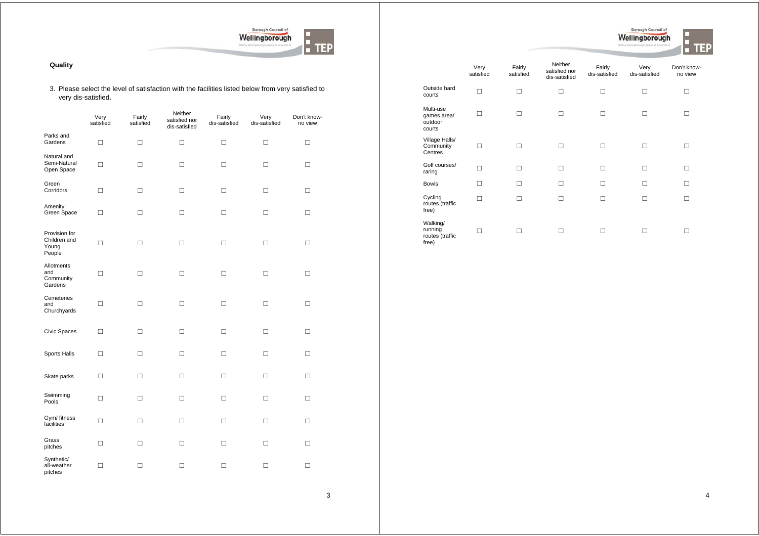## Quality

3. Please select the level of satisfaction with the facilities listed below from very satisfied to very dis-satisfied.

| | Very satisfied | Fairly satisfied | Neither satisfied nor dis-satisfied | Fairly dis-satisfied | Very dis-satisfied | Don't know-no view |
|---|---|---|---|---|---|---|
| Parks and Gardens | ☐ | ☐ | ☐ | ☐ | ☐ | ☐ |
| Natural and Semi-Natural Open Space | ☐ | ☐ | ☐ | ☐ | ☐ | ☐ |
| Green Corridors | ☐ | ☐ | ☐ | ☐ | ☐ | ☐ |
| Amenity Green Space | ☐ | ☐ | ☐ | ☐ | ☐ | ☐ |
| Provision for Children and Young People | ☐ | ☐ | ☐ | ☐ | ☐ | ☐ |
| Allotments and Community Gardens | ☐ | ☐ | ☐ | ☐ | ☐ | ☐ |
| Cemeteries and Churchyards | ☐ | ☐ | ☐ | ☐ | ☐ | ☐ |
| Civic Spaces | ☐ | ☐ | ☐ | ☐ | ☐ | ☐ |
| Sports Halls | ☐ | ☐ | ☐ | ☐ | ☐ | ☐ |
| Skate parks | ☐ | ☐ | ☐ | ☐ | ☐ | ☐ |
| Swimming Pools | ☐ | ☐ | ☐ | ☐ | ☐ | ☐ |
| Gym/ fitness facilities | ☐ | ☐ | ☐ | ☐ | ☐ | ☐ |
| Grass pitches | ☐ | ☐ | ☐ | ☐ | ☐ | ☐ |
| Synthetic/ all-weather pitches | ☐ | ☐ | ☐ | ☐ | ☐ | ☐ |
| Outside hard courts | ☐ | ☐ | ☐ | ☐ | ☐ | ☐ |
| Multi-use games area/ outdoor courts | ☐ | ☐ | ☐ | ☐ | ☐ | ☐ |
| Village Halls/ Community Centres | ☐ | ☐ | ☐ | ☐ | ☐ | ☐ |
| Golf courses/ raring | ☐ | ☐ | ☐ | ☐ | ☐ | ☐ |
| Bowls | ☐ | ☐ | ☐ | ☐ | ☐ | ☐ |
| Cycling routes (traffic free) | ☐ | ☐ | ☐ | ☐ | ☐ | ☐ |
| Walking/ running routes (traffic free) | ☐ | ☐ | ☐ | ☐ | ☐ | ☐ |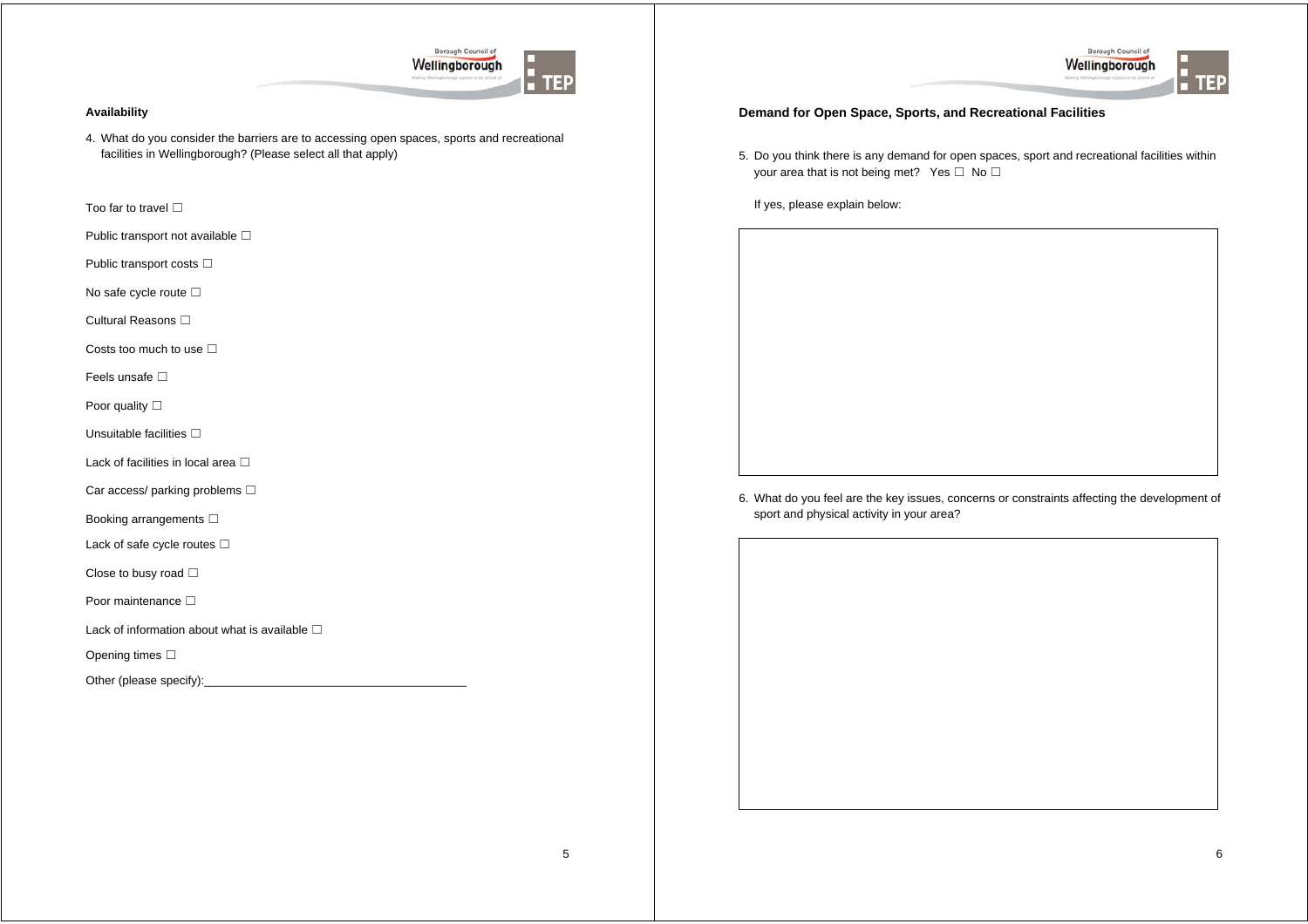### Availability

4. What do you consider the barriers are to accessing open spaces, sports and recreational facilities in Wellingborough? (Please select all that apply)

Too far to travel ☐

Public transport not available ☐

Public transport costs ☐

No safe cycle route ☐

Cultural Reasons ☐

Costs too much to use ☐

Feels unsafe ☐

Poor quality ☐

Unsuitable facilities ☐

Lack of facilities in local area ☐

Car access/ parking problems ☐

Booking arrangements ☐

Lack of safe cycle routes ☐

Close to busy road ☐

Poor maintenance ☐

Lack of information about what is available ☐

Opening times ☐

Other (please specify):_______________________________________

### Demand for Open Space, Sports, and Recreational Facilities

5. Do you think there is any demand for open spaces, sport and recreational facilities within your area that is not being met? Yes ☐ No ☐

   If yes, please explain below:

6. What do you feel are the key issues, concerns or constraints affecting the development of sport and physical activity in your area?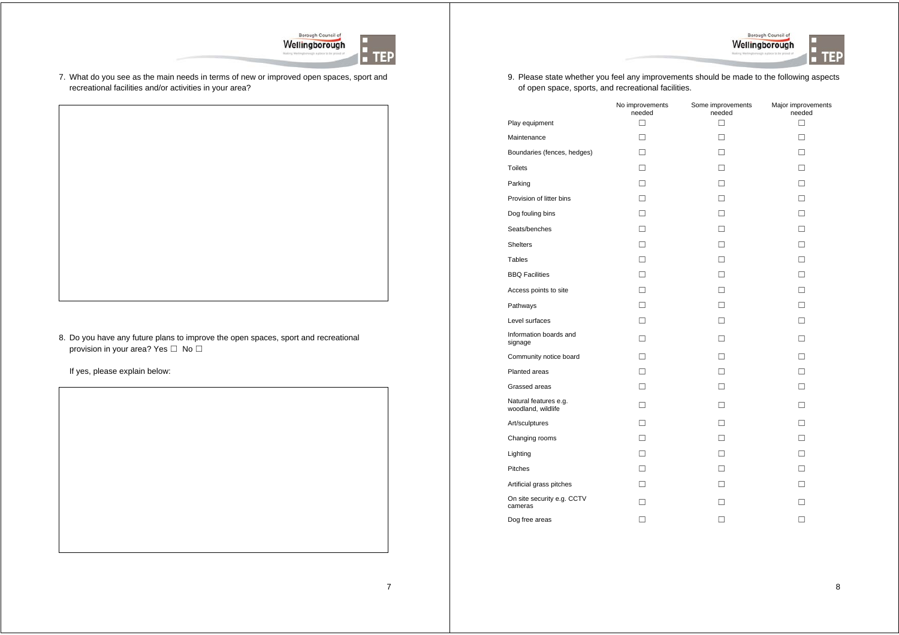7. What do you see as the main needs in terms of new or improved open spaces, sport and recreational facilities and/or activities in your area?

8. Do you have any future plans to improve the open spaces, sport and recreational provision in your area? Yes ☐ No ☐

   If yes, please explain below:

9. Please state whether you feel any improvements should be made to the following aspects of open space, sports, and recreational facilities.

| | No improvements needed | Some improvements needed | Major improvements needed |
|---|---|---|---|
| Play equipment | ☐ | ☐ | ☐ |
| Maintenance | ☐ | ☐ | ☐ |
| Boundaries (fences, hedges) | ☐ | ☐ | ☐ |
| Toilets | ☐ | ☐ | ☐ |
| Parking | ☐ | ☐ | ☐ |
| Provision of litter bins | ☐ | ☐ | ☐ |
| Dog fouling bins | ☐ | ☐ | ☐ |
| Seats/benches | ☐ | ☐ | ☐ |
| Shelters | ☐ | ☐ | ☐ |
| Tables | ☐ | ☐ | ☐ |
| BBQ Facilities | ☐ | ☐ | ☐ |
| Access points to site | ☐ | ☐ | ☐ |
| Pathways | ☐ | ☐ | ☐ |
| Level surfaces | ☐ | ☐ | ☐ |
| Information boards and signage | ☐ | ☐ | ☐ |
| Community notice board | ☐ | ☐ | ☐ |
| Planted areas | ☐ | ☐ | ☐ |
| Grassed areas | ☐ | ☐ | ☐ |
| Natural features e.g. woodland, wildlife | ☐ | ☐ | ☐ |
| Art/sculptures | ☐ | ☐ | ☐ |
| Changing rooms | ☐ | ☐ | ☐ |
| Lighting | ☐ | ☐ | ☐ |
| Pitches | ☐ | ☐ | ☐ |
| Artificial grass pitches | ☐ | ☐ | ☐ |
| On site security e.g. CCTV cameras | ☐ | ☐ | ☐ |
| Dog free areas | ☐ | ☐ | ☐ |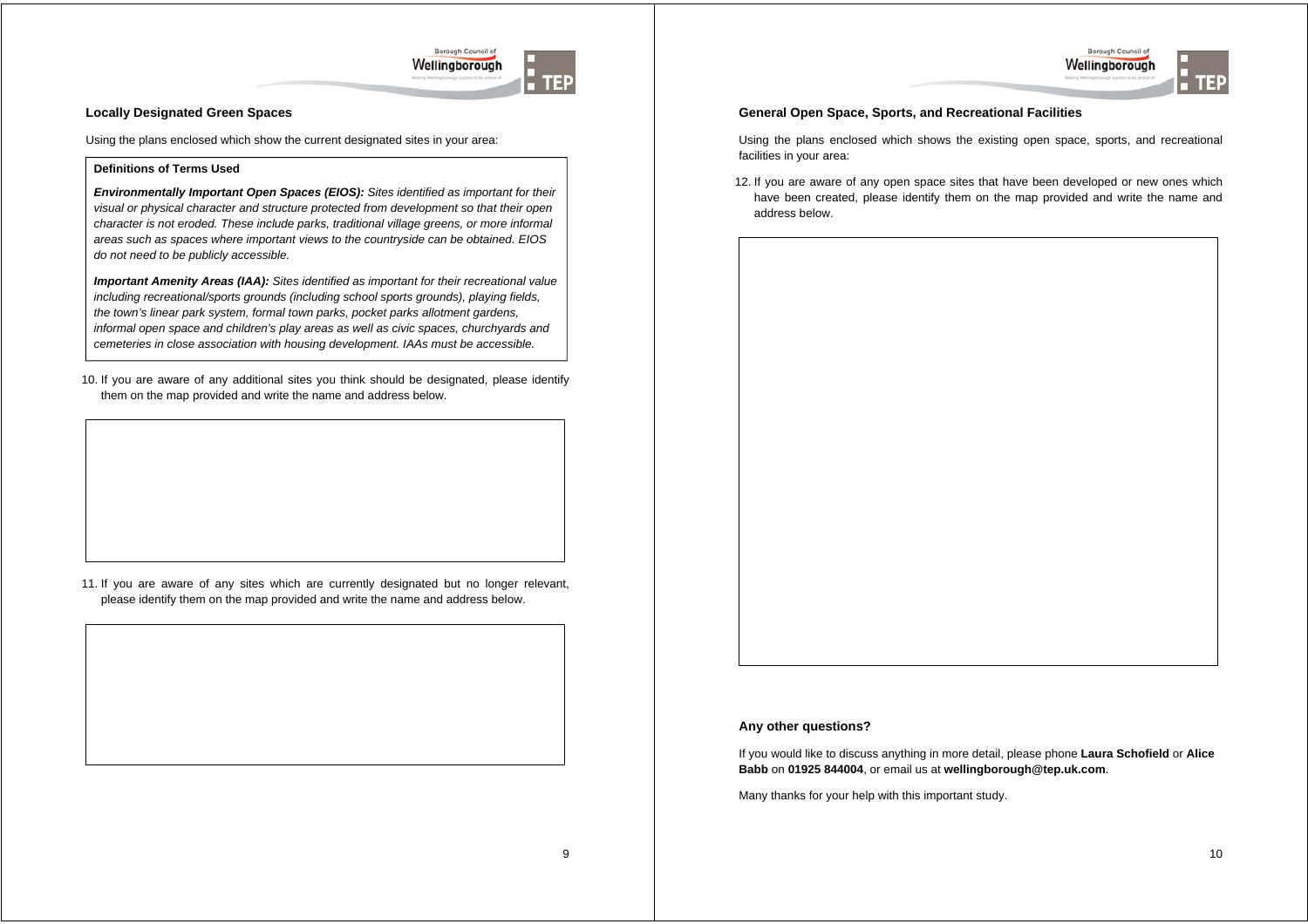## Locally Designated Green Spaces

Using the plans enclosed which show the current designated sites in your area:

**Definitions of Terms Used**

***Environmentally Important Open Spaces (EIOS):*** *Sites identified as important for their visual or physical character and structure protected from development so that their open character is not eroded. These include parks, traditional village greens, or more informal areas such as spaces where important views to the countryside can be obtained. EIOS do not need to be publicly accessible.*

***Important Amenity Areas (IAA):*** *Sites identified as important for their recreational value including recreational/sports grounds (including school sports grounds), playing fields, the town's linear park system, formal town parks, pocket parks allotment gardens, informal open space and children's play areas as well as civic spaces, churchyards and cemeteries in close association with housing development. IAAs must be accessible.*

10. If you are aware of any additional sites you think should be designated, please identify them on the map provided and write the name and address below.

11. If you are aware of any sites which are currently designated but no longer relevant, please identify them on the map provided and write the name and address below.

## General Open Space, Sports, and Recreational Facilities

Using the plans enclosed which shows the existing open space, sports, and recreational facilities in your area:

12. If you are aware of any open space sites that have been developed or new ones which have been created, please identify them on the map provided and write the name and address below.

## Any other questions?

If you would like to discuss anything in more detail, please phone **Laura Schofield** or **Alice Babb** on **01925 844004**, or email us at **wellingborough@tep.uk.com**.

Many thanks for your help with this important study.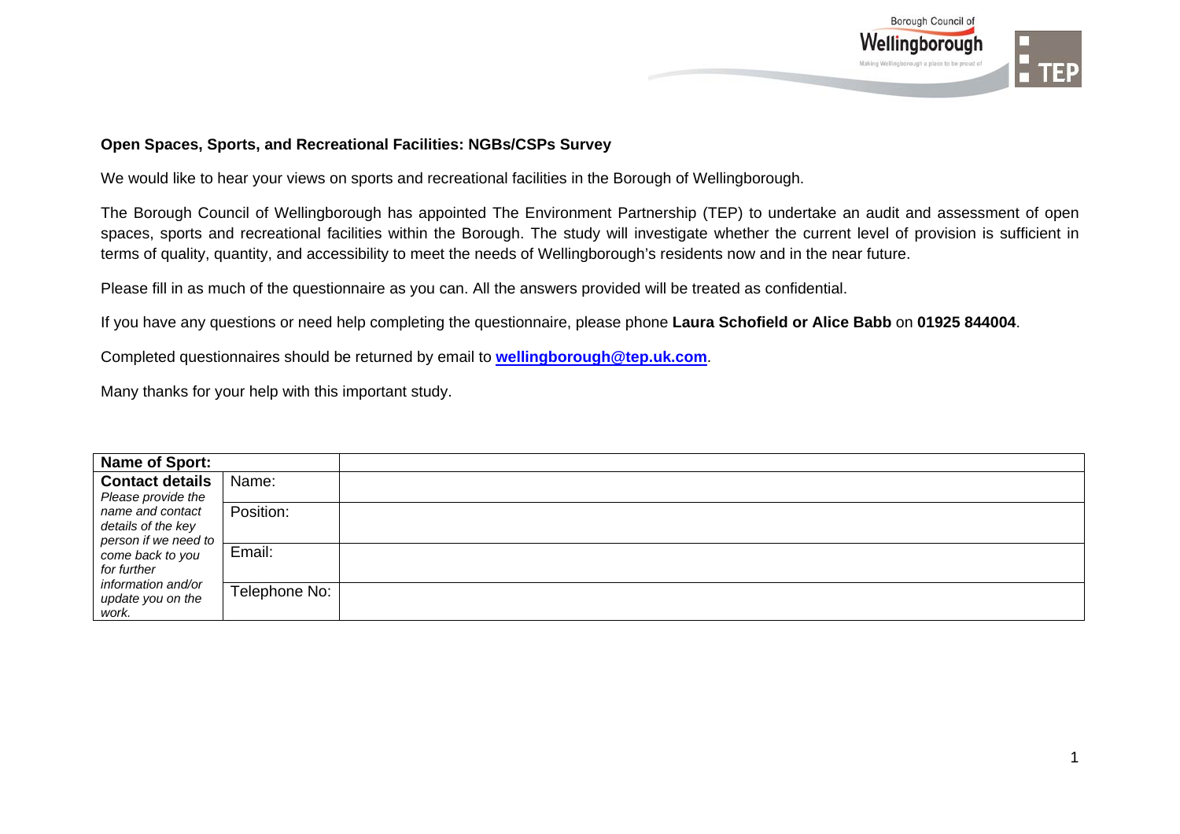**Open Spaces, Sports, and Recreational Facilities: NGBs/CSPs Survey**

We would like to hear your views on sports and recreational facilities in the Borough of Wellingborough.

The Borough Council of Wellingborough has appointed The Environment Partnership (TEP) to undertake an audit and assessment of open spaces, sports and recreational facilities within the Borough. The study will investigate whether the current level of provision is sufficient in terms of quality, quantity, and accessibility to meet the needs of Wellingborough's residents now and in the near future.

Please fill in as much of the questionnaire as you can. All the answers provided will be treated as confidential.

If you have any questions or need help completing the questionnaire, please phone **Laura Schofield or Alice Babb** on **01925 844004**.

Completed questionnaires should be returned by email to **wellingborough@tep.uk.com**.

Many thanks for your help with this important study.

| **Name of Sport:** | | |
|---|---|---|
| **Contact details** *Please provide the name and contact details of the key person if we need to come back to you for further information and/or update you on the work.* | Name: | |
| | Position: | |
| | Email: | |
| | Telephone No: | |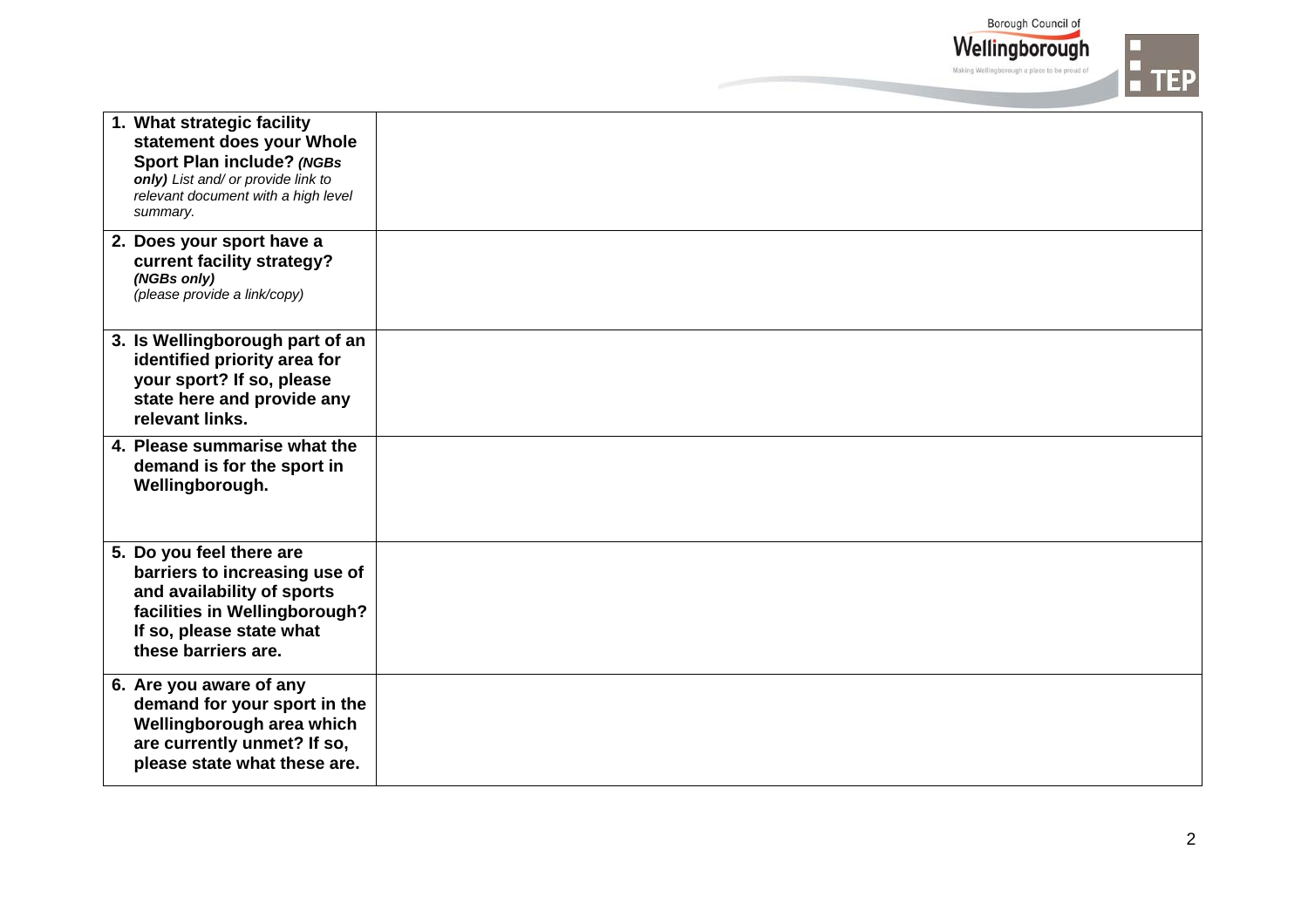| | |
|---|---|
| 1. **What strategic facility statement does your Whole Sport Plan include?** ***(NGBs only)*** *List and/ or provide link to relevant document with a high level summary.* | |
| 2. **Does your sport have a current facility strategy?** ***(NGBs only)*** *(please provide a link/copy)* | |
| 3. **Is Wellingborough part of an identified priority area for your sport? If so, please state here and provide any relevant links.** | |
| 4. **Please summarise what the demand is for the sport in Wellingborough.** | |
| 5. **Do you feel there are barriers to increasing use of and availability of sports facilities in Wellingborough? If so, please state what these barriers are.** | |
| 6. **Are you aware of any demand for your sport in the Wellingborough area which are currently unmet? If so, please state what these are.** | |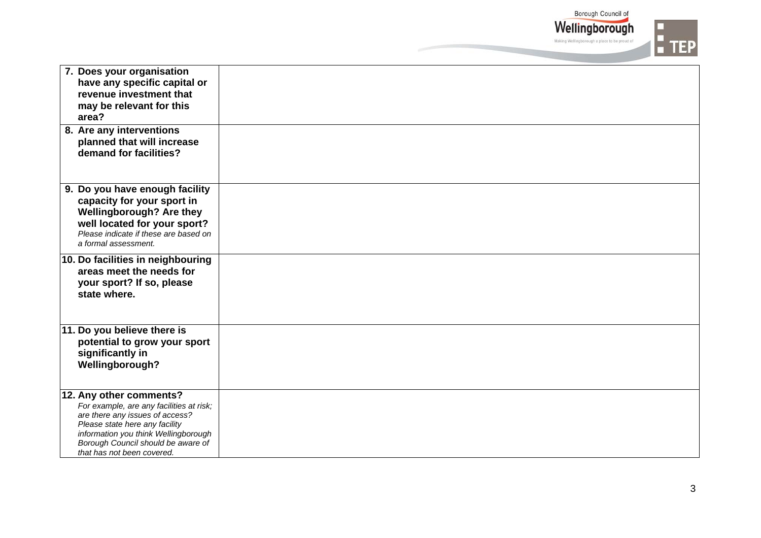| | |
|---|---|
| **7. Does your organisation have any specific capital or revenue investment that may be relevant for this area?** | |
| **8. Are any interventions planned that will increase demand for facilities?** | |
| **9. Do you have enough facility capacity for your sport in Wellingborough? Are they well located for your sport?** *Please indicate if these are based on a formal assessment.* | |
| **10. Do facilities in neighbouring areas meet the needs for your sport? If so, please state where.** | |
| **11. Do you believe there is potential to grow your sport significantly in Wellingborough?** | |
| **12. Any other comments?** *For example, are any facilities at risk; are there any issues of access? Please state here any facility information you think Wellingborough Borough Council should be aware of that has not been covered.* | |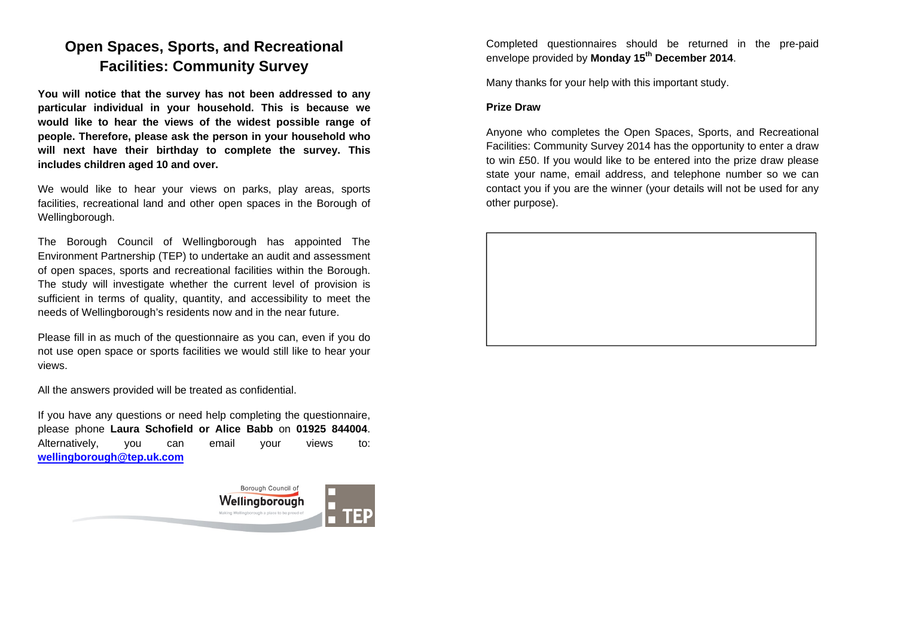# Open Spaces, Sports, and Recreational Facilities: Community Survey

**You will notice that the survey has not been addressed to any particular individual in your household. This is because we would like to hear the views of the widest possible range of people. Therefore, please ask the person in your household who will next have their birthday to complete the survey. This includes children aged 10 and over.**

We would like to hear your views on parks, play areas, sports facilities, recreational land and other open spaces in the Borough of Wellingborough.

The Borough Council of Wellingborough has appointed The Environment Partnership (TEP) to undertake an audit and assessment of open spaces, sports and recreational facilities within the Borough. The study will investigate whether the current level of provision is sufficient in terms of quality, quantity, and accessibility to meet the needs of Wellingborough's residents now and in the near future.

Please fill in as much of the questionnaire as you can, even if you do not use open space or sports facilities we would still like to hear your views.

All the answers provided will be treated as confidential.

If you have any questions or need help completing the questionnaire, please phone **Laura Schofield or Alice Babb** on **01925 844004**. Alternatively, you can email your views to: **wellingborough@tep.uk.com**

Borough Council of Wellingborough

TEP

Completed questionnaires should be returned in the pre-paid envelope provided by **Monday 15th December 2014**.

Many thanks for your help with this important study.

**Prize Draw**

Anyone who completes the Open Spaces, Sports, and Recreational Facilities: Community Survey 2014 has the opportunity to enter a draw to win £50. If you would like to be entered into the prize draw please state your name, email address, and telephone number so we can contact you if you are the winner (your details will not be used for any other purpose).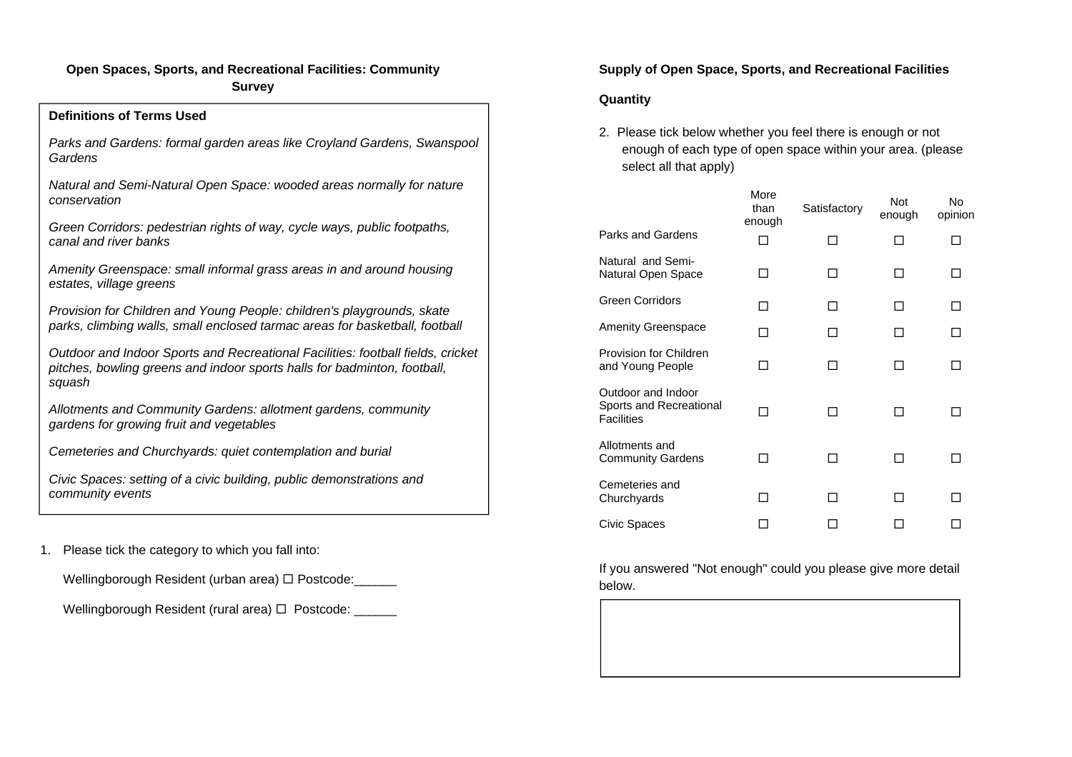## Open Spaces, Sports, and Recreational Facilities: Community Survey

**Definitions of Terms Used**

*Parks and Gardens: formal garden areas like Croyland Gardens, Swanspool Gardens*

*Natural and Semi-Natural Open Space: wooded areas normally for nature conservation*

*Green Corridors: pedestrian rights of way, cycle ways, public footpaths, canal and river banks*

*Amenity Greenspace: small informal grass areas in and around housing estates, village greens*

*Provision for Children and Young People: children's playgrounds, skate parks, climbing walls, small enclosed tarmac areas for basketball, football*

*Outdoor and Indoor Sports and Recreational Facilities: football fields, cricket pitches, bowling greens and indoor sports halls for badminton, football, squash*

*Allotments and Community Gardens: allotment gardens, community gardens for growing fruit and vegetables*

*Cemeteries and Churchyards: quiet contemplation and burial*

*Civic Spaces: setting of a civic building, public demonstrations and community events*

1. Please tick the category to which you fall into:

   Wellingborough Resident (urban area) ☐ Postcode:______

   Wellingborough Resident (rural area) ☐ Postcode: ______

## Supply of Open Space, Sports, and Recreational Facilities

**Quantity**

2. Please tick below whether you feel there is enough or not enough of each type of open space within your area. (please select all that apply)

| | More than enough | Satisfactory | Not enough | No opinion |
|---|---|---|---|---|
| Parks and Gardens | ☐ | ☐ | ☐ | ☐ |
| Natural and Semi-Natural Open Space | ☐ | ☐ | ☐ | ☐ |
| Green Corridors | ☐ | ☐ | ☐ | ☐ |
| Amenity Greenspace | ☐ | ☐ | ☐ | ☐ |
| Provision for Children and Young People | ☐ | ☐ | ☐ | ☐ |
| Outdoor and Indoor Sports and Recreational Facilities | ☐ | ☐ | ☐ | ☐ |
| Allotments and Community Gardens | ☐ | ☐ | ☐ | ☐ |
| Cemeteries and Churchyards | ☐ | ☐ | ☐ | ☐ |
| Civic Spaces | ☐ | ☐ | ☐ | ☐ |

If you answered "Not enough" could you please give more detail below.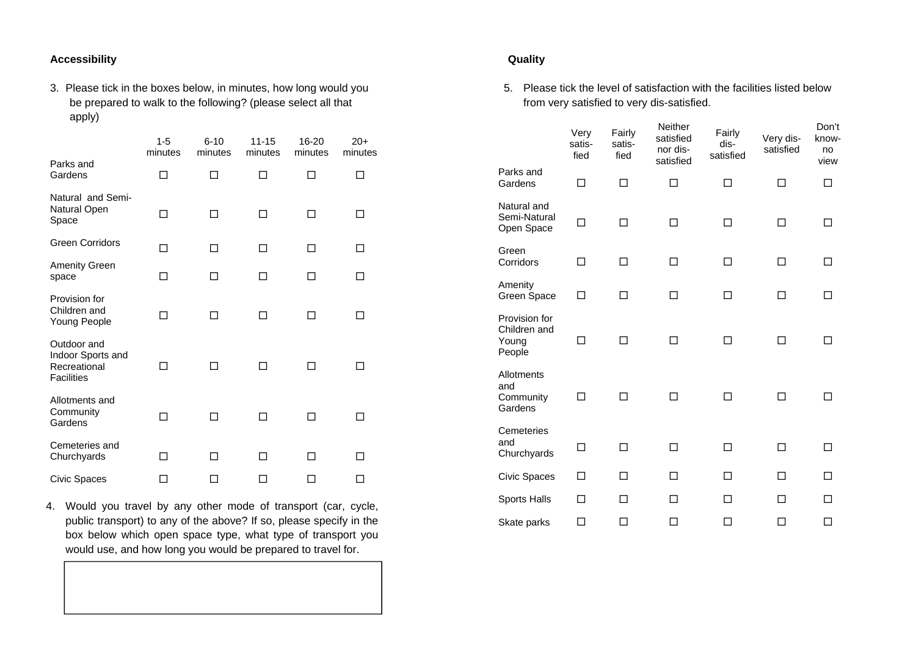### Accessibility

3. Please tick in the boxes below, in minutes, how long would you be prepared to walk to the following? (please select all that apply)

| | 1-5 minutes | 6-10 minutes | 11-15 minutes | 16-20 minutes | 20+ minutes |
|---|---|---|---|---|---|
| Parks and Gardens | ☐ | ☐ | ☐ | ☐ | ☐ |
| Natural and Semi-Natural Open Space | ☐ | ☐ | ☐ | ☐ | ☐ |
| Green Corridors | ☐ | ☐ | ☐ | ☐ | ☐ |
| Amenity Green space | ☐ | ☐ | ☐ | ☐ | ☐ |
| Provision for Children and Young People | ☐ | ☐ | ☐ | ☐ | ☐ |
| Outdoor and Indoor Sports and Recreational Facilities | ☐ | ☐ | ☐ | ☐ | ☐ |
| Allotments and Community Gardens | ☐ | ☐ | ☐ | ☐ | ☐ |
| Cemeteries and Churchyards | ☐ | ☐ | ☐ | ☐ | ☐ |
| Civic Spaces | ☐ | ☐ | ☐ | ☐ | ☐ |

4. Would you travel by any other mode of transport (car, cycle, public transport) to any of the above? If so, please specify in the box below which open space type, what type of transport you would use, and how long you would be prepared to travel for.

| |
|---|
| |

### Quality

5. Please tick the level of satisfaction with the facilities listed below from very satisfied to very dis-satisfied.

| | Very satis-fied | Fairly satis-fied | Neither satisfied nor dis-satisfied | Fairly dis-satisfied | Very dis-satisfied | Don't know-no view |
|---|---|---|---|---|---|---|
| Parks and Gardens | ☐ | ☐ | ☐ | ☐ | ☐ | ☐ |
| Natural and Semi-Natural Open Space | ☐ | ☐ | ☐ | ☐ | ☐ | ☐ |
| Green Corridors | ☐ | ☐ | ☐ | ☐ | ☐ | ☐ |
| Amenity Green Space | ☐ | ☐ | ☐ | ☐ | ☐ | ☐ |
| Provision for Children and Young People | ☐ | ☐ | ☐ | ☐ | ☐ | ☐ |
| Allotments and Community Gardens | ☐ | ☐ | ☐ | ☐ | ☐ | ☐ |
| Cemeteries and Churchyards | ☐ | ☐ | ☐ | ☐ | ☐ | ☐ |
| Civic Spaces | ☐ | ☐ | ☐ | ☐ | ☐ | ☐ |
| Sports Halls | ☐ | ☐ | ☐ | ☐ | ☐ | ☐ |
| Skate parks | ☐ | ☐ | ☐ | ☐ | ☐ | ☐ |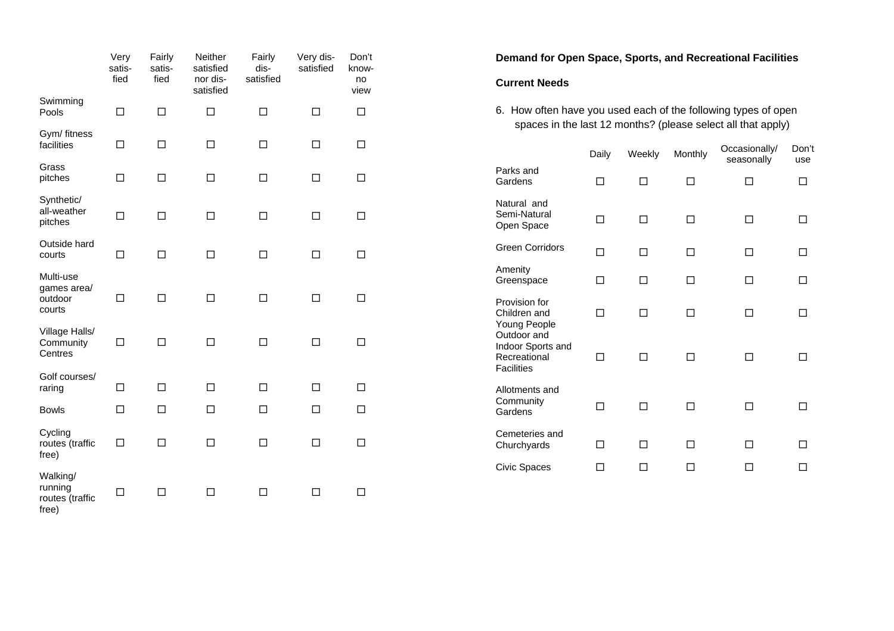| | Very satis-fied | Fairly satis-fied | Neither satisfied nor dis-satisfied | Fairly dis-satisfied | Very dis-satisfied | Don't know-no view |
|---|---|---|---|---|---|---|
| Swimming Pools | ☐ | ☐ | ☐ | ☐ | ☐ | ☐ |
| Gym/ fitness facilities | ☐ | ☐ | ☐ | ☐ | ☐ | ☐ |
| Grass pitches | ☐ | ☐ | ☐ | ☐ | ☐ | ☐ |
| Synthetic/ all-weather pitches | ☐ | ☐ | ☐ | ☐ | ☐ | ☐ |
| Outside hard courts | ☐ | ☐ | ☐ | ☐ | ☐ | ☐ |
| Multi-use games area/ outdoor courts | ☐ | ☐ | ☐ | ☐ | ☐ | ☐ |
| Village Halls/ Community Centres | ☐ | ☐ | ☐ | ☐ | ☐ | ☐ |
| Golf courses/ raring | ☐ | ☐ | ☐ | ☐ | ☐ | ☐ |
| Bowls | ☐ | ☐ | ☐ | ☐ | ☐ | ☐ |
| Cycling routes (traffic free) | ☐ | ☐ | ☐ | ☐ | ☐ | ☐ |
| Walking/ running routes (traffic free) | ☐ | ☐ | ☐ | ☐ | ☐ | ☐ |

**Demand for Open Space, Sports, and Recreational Facilities**

**Current Needs**

6. How often have you used each of the following types of open spaces in the last 12 months? (please select all that apply)

| | Daily | Weekly | Monthly | Occasionally/ seasonally | Don't use |
|---|---|---|---|---|---|
| Parks and Gardens | ☐ | ☐ | ☐ | ☐ | ☐ |
| Natural and Semi-Natural Open Space | ☐ | ☐ | ☐ | ☐ | ☐ |
| Green Corridors | ☐ | ☐ | ☐ | ☐ | ☐ |
| Amenity Greenspace | ☐ | ☐ | ☐ | ☐ | ☐ |
| Provision for Children and Young People | ☐ | ☐ | ☐ | ☐ | ☐ |
| Outdoor and Indoor Sports and Recreational Facilities | ☐ | ☐ | ☐ | ☐ | ☐ |
| Allotments and Community Gardens | ☐ | ☐ | ☐ | ☐ | ☐ |
| Cemeteries and Churchyards | ☐ | ☐ | ☐ | ☐ | ☐ |
| Civic Spaces | ☐ | ☐ | ☐ | ☐ | ☐ |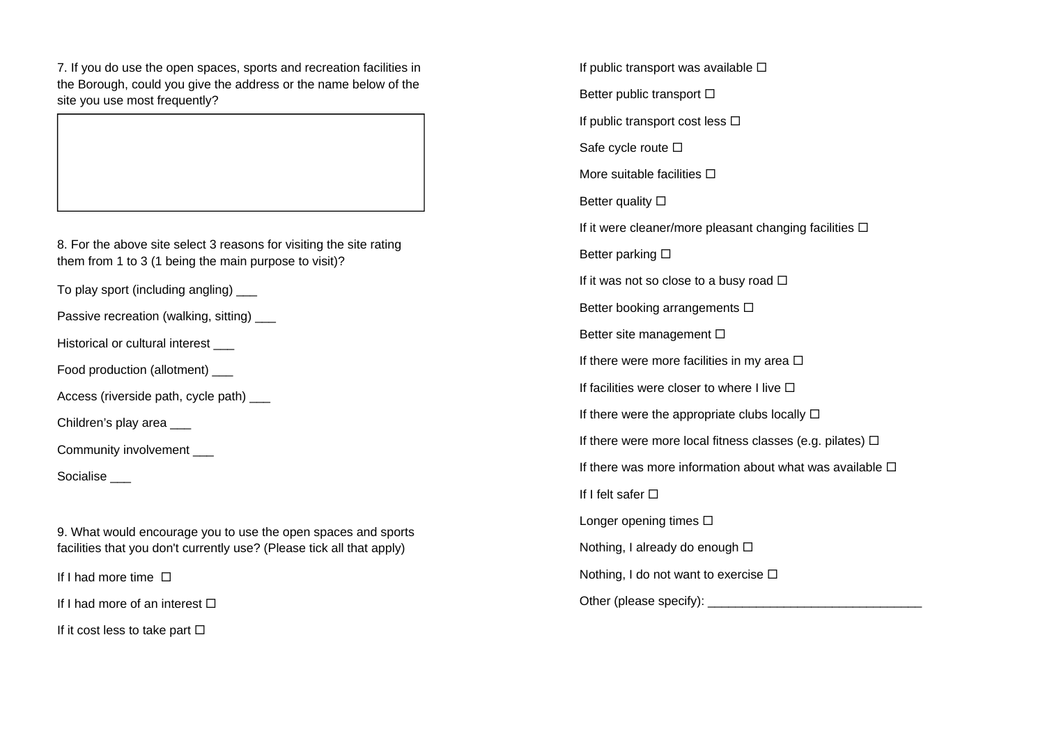7. If you do use the open spaces, sports and recreation facilities in the Borough, could you give the address or the name below of the site you use most frequently?

| |
|---|
| |

8. For the above site select 3 reasons for visiting the site rating them from 1 to 3 (1 being the main purpose to visit)?

To play sport (including angling) ___

Passive recreation (walking, sitting) ___

Historical or cultural interest ___

Food production (allotment) ___

Access (riverside path, cycle path) ___

Children's play area ___

Community involvement ___

Socialise ___

9. What would encourage you to use the open spaces and sports facilities that you don't currently use? (Please tick all that apply)

If I had more time ☐

If I had more of an interest ☐

If it cost less to take part ☐

If public transport was available ☐

Better public transport ☐

If public transport cost less ☐

Safe cycle route ☐

More suitable facilities ☐

Better quality ☐

If it were cleaner/more pleasant changing facilities ☐

Better parking ☐

If it was not so close to a busy road ☐

Better booking arrangements ☐

Better site management ☐

If there were more facilities in my area ☐

If facilities were closer to where I live ☐

If there were the appropriate clubs locally ☐

If there were more local fitness classes (e.g. pilates) ☐

If there was more information about what was available ☐

If I felt safer ☐

Longer opening times ☐

Nothing, I already do enough ☐

Nothing, I do not want to exercise ☐

Other (please specify): _______________________________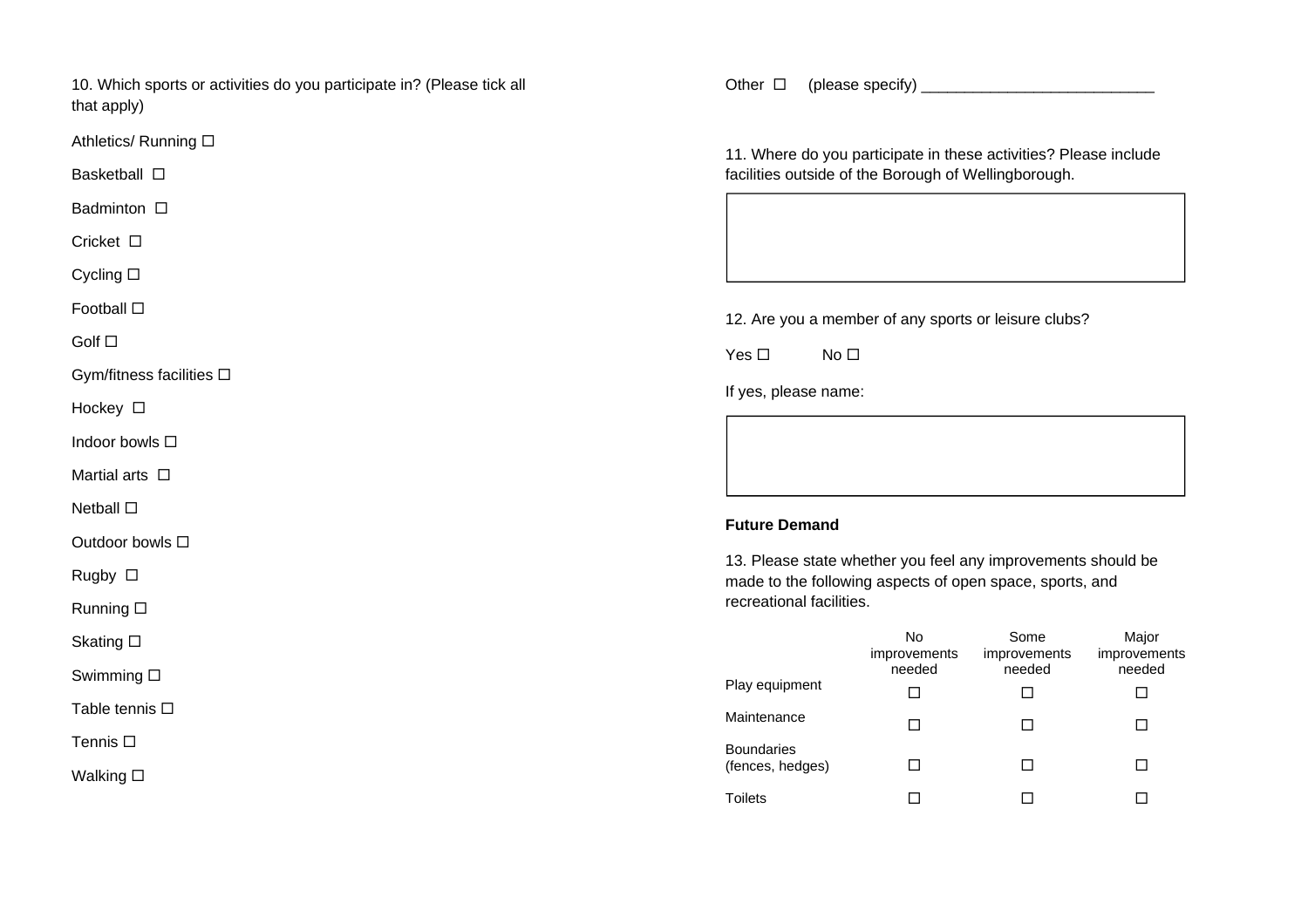10. Which sports or activities do you participate in? (Please tick all that apply)

Athletics/ Running ☐

Basketball ☐

Badminton ☐

Cricket ☐

Cycling ☐

Football ☐

Golf ☐

Gym/fitness facilities ☐

Hockey ☐

Indoor bowls ☐

Martial arts ☐

Netball ☐

Outdoor bowls ☐

Rugby ☐

Running ☐

Skating ☐

Swimming ☐

Table tennis ☐

Tennis ☐

Walking ☐

Other ☐ (please specify) ___________________________

11. Where do you participate in these activities? Please include facilities outside of the Borough of Wellingborough.

|  |
|---|
|  |

12. Are you a member of any sports or leisure clubs?

Yes ☐ No ☐

If yes, please name:

|  |
|---|
|  |

**Future Demand**

13. Please state whether you feel any improvements should be made to the following aspects of open space, sports, and recreational facilities.

|  | No improvements needed | Some improvements needed | Major improvements needed |
|---|---|---|---|
| Play equipment | ☐ | ☐ | ☐ |
| Maintenance | ☐ | ☐ | ☐ |
| Boundaries (fences, hedges) | ☐ | ☐ | ☐ |
| Toilets | ☐ | ☐ | ☐ |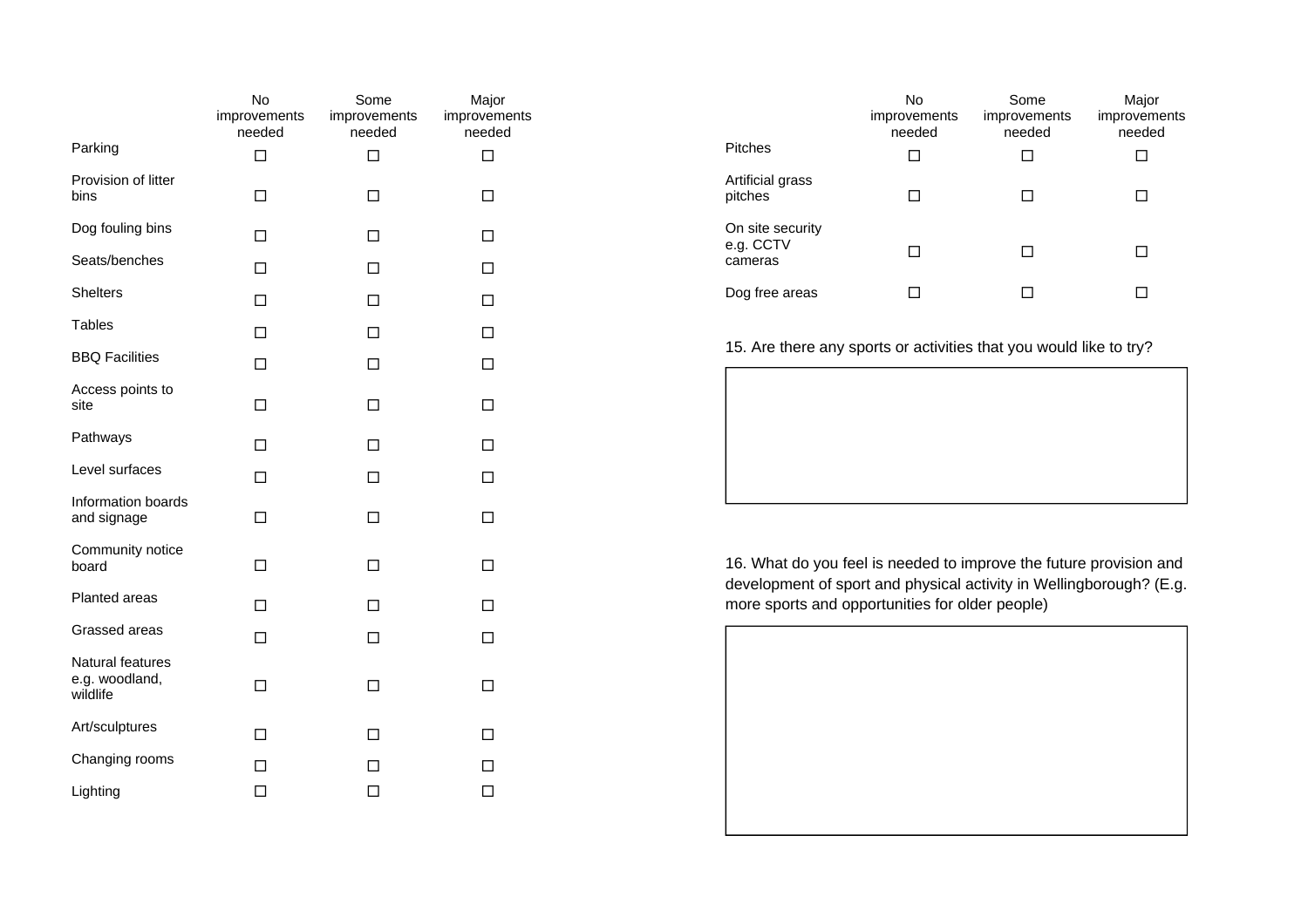| | No improvements needed | Some improvements needed | Major improvements needed |
|---|---|---|---|
| Parking | ☐ | ☐ | ☐ |
| Provision of litter bins | ☐ | ☐ | ☐ |
| Dog fouling bins | ☐ | ☐ | ☐ |
| Seats/benches | ☐ | ☐ | ☐ |
| Shelters | ☐ | ☐ | ☐ |
| Tables | ☐ | ☐ | ☐ |
| BBQ Facilities | ☐ | ☐ | ☐ |
| Access points to site | ☐ | ☐ | ☐ |
| Pathways | ☐ | ☐ | ☐ |
| Level surfaces | ☐ | ☐ | ☐ |
| Information boards and signage | ☐ | ☐ | ☐ |
| Community notice board | ☐ | ☐ | ☐ |
| Planted areas | ☐ | ☐ | ☐ |
| Grassed areas | ☐ | ☐ | ☐ |
| Natural features e.g. woodland, wildlife | ☐ | ☐ | ☐ |
| Art/sculptures | ☐ | ☐ | ☐ |
| Changing rooms | ☐ | ☐ | ☐ |
| Lighting | ☐ | ☐ | ☐ |
| Pitches | ☐ | ☐ | ☐ |
| Artificial grass pitches | ☐ | ☐ | ☐ |
| On site security e.g. CCTV cameras | ☐ | ☐ | ☐ |
| Dog free areas | ☐ | ☐ | ☐ |

15. Are there any sports or activities that you would like to try?

| |
|---|
| |

16. What do you feel is needed to improve the future provision and development of sport and physical activity in Wellingborough? (E.g. more sports and opportunities for older people)

| |
|---|
| |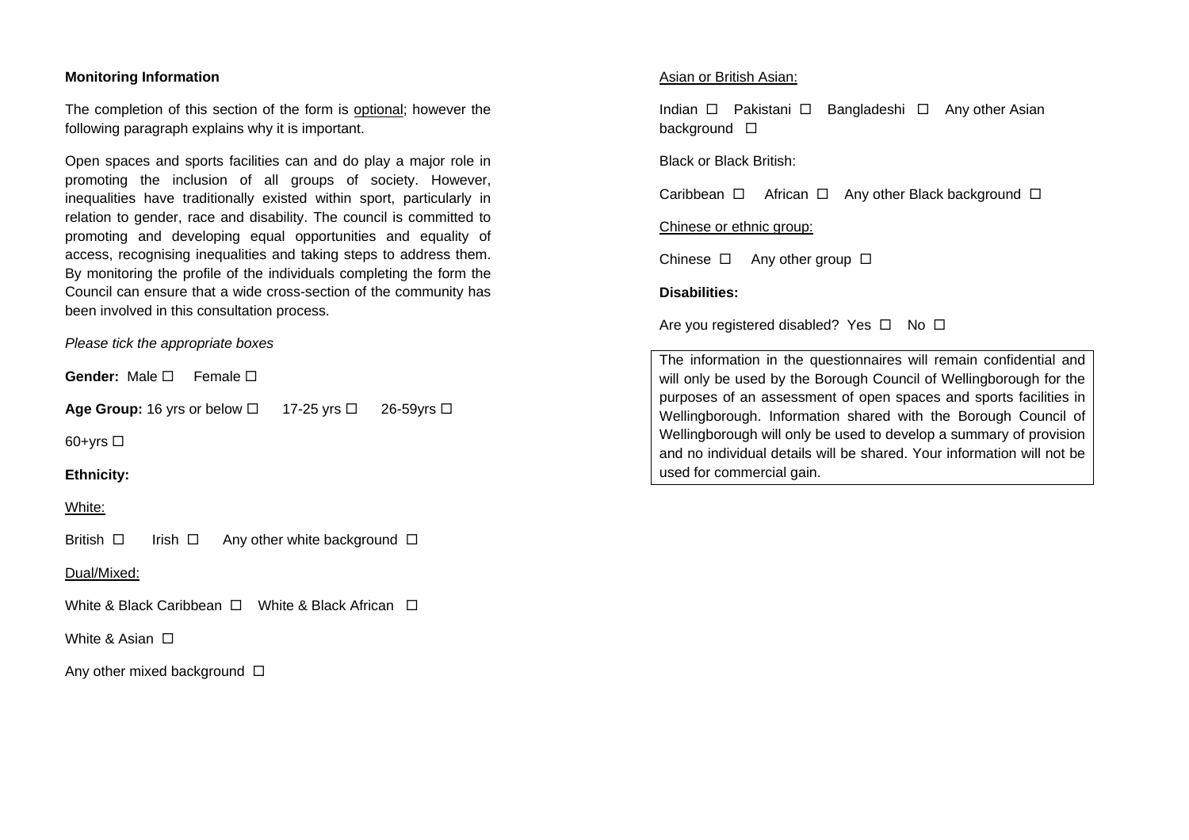**Monitoring Information**

The completion of this section of the form is optional; however the following paragraph explains why it is important.

Open spaces and sports facilities can and do play a major role in promoting the inclusion of all groups of society. However, inequalities have traditionally existed within sport, particularly in relation to gender, race and disability. The council is committed to promoting and developing equal opportunities and equality of access, recognising inequalities and taking steps to address them. By monitoring the profile of the individuals completing the form the Council can ensure that a wide cross-section of the community has been involved in this consultation process.

*Please tick the appropriate boxes*

**Gender:** Male ☐ Female ☐

**Age Group:** 16 yrs or below ☐ 17-25 yrs ☐ 26-59yrs ☐

60+yrs ☐

**Ethnicity:**

White:

British ☐ Irish ☐ Any other white background ☐

Dual/Mixed:

White & Black Caribbean ☐ White & Black African ☐

White & Asian ☐

Any other mixed background ☐

Asian or British Asian:

Indian ☐ Pakistani ☐ Bangladeshi ☐ Any other Asian background ☐

Black or Black British:

Caribbean ☐ African ☐ Any other Black background ☐

Chinese or ethnic group:

Chinese ☐ Any other group ☐

**Disabilities:**

Are you registered disabled? Yes ☐ No ☐

The information in the questionnaires will remain confidential and will only be used by the Borough Council of Wellingborough for the purposes of an assessment of open spaces and sports facilities in Wellingborough. Information shared with the Borough Council of Wellingborough will only be used to develop a summary of provision and no individual details will be shared. Your information will not be used for commercial gain.